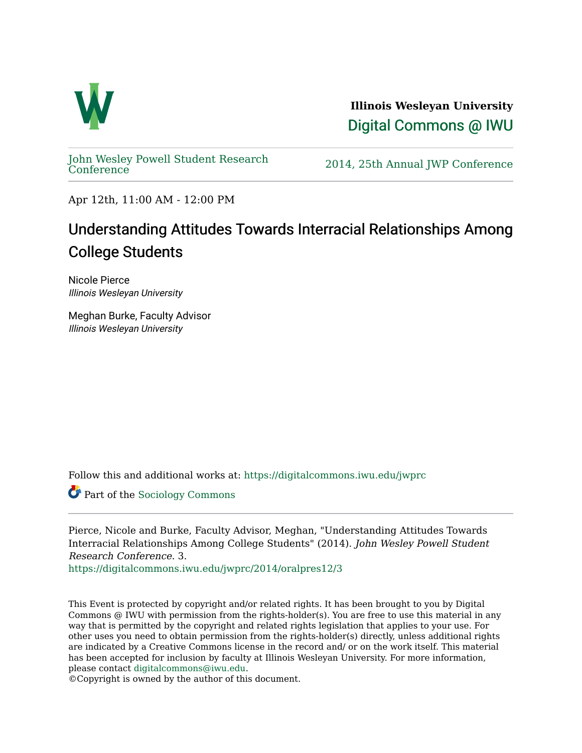**Illinois Wesleyan University**

Digital Commons @ IWU

John Wesley Powell Student Research Conference | 2014, 25th Annual JWP Conference

Apr 12th, 11:00 AM - 12:00 PM

# Understanding Attitudes Towards Interracial Relationships Among College Students

Nicole Pierce
*Illinois Wesleyan University*

Meghan Burke, Faculty Advisor
*Illinois Wesleyan University*

Follow this and additional works at: https://digitalcommons.iwu.edu/jwprc

Part of the Sociology Commons

Pierce, Nicole and Burke, Faculty Advisor, Meghan, "Understanding Attitudes Towards Interracial Relationships Among College Students" (2014). *John Wesley Powell Student Research Conference*. 3.
https://digitalcommons.iwu.edu/jwprc/2014/oralpres12/3

This Event is protected by copyright and/or related rights. It has been brought to you by Digital Commons @ IWU with permission from the rights-holder(s). You are free to use this material in any way that is permitted by the copyright and related rights legislation that applies to your use. For other uses you need to obtain permission from the rights-holder(s) directly, unless additional rights are indicated by a Creative Commons license in the record and/ or on the work itself. This material has been accepted for inclusion by faculty at Illinois Wesleyan University. For more information, please contact digitalcommons@iwu.edu.
©Copyright is owned by the author of this document.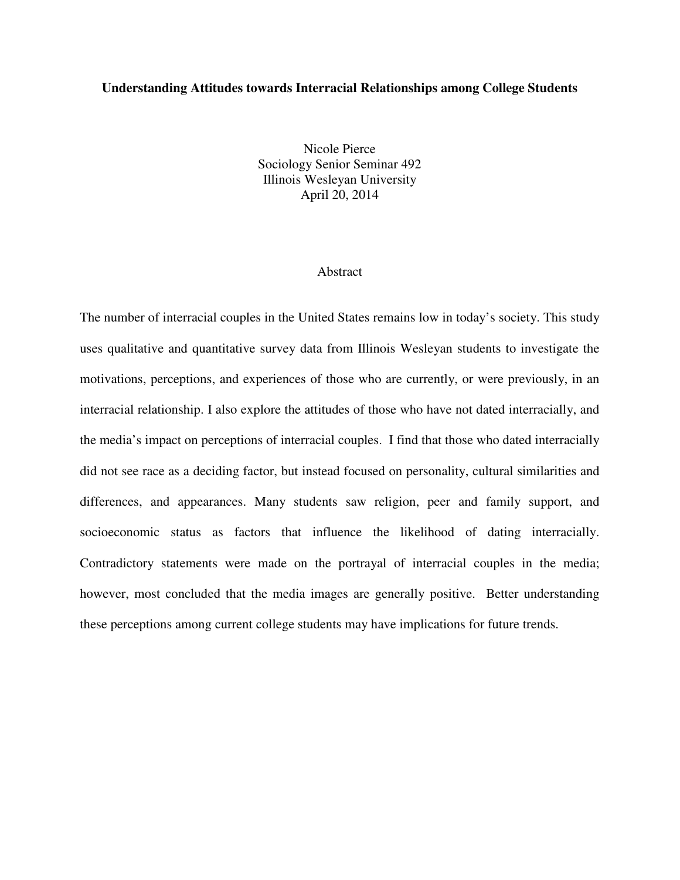**Understanding Attitudes towards Interracial Relationships among College Students**

Nicole Pierce
Sociology Senior Seminar 492
Illinois Wesleyan University
April 20, 2014

## Abstract

The number of interracial couples in the United States remains low in today's society. This study uses qualitative and quantitative survey data from Illinois Wesleyan students to investigate the motivations, perceptions, and experiences of those who are currently, or were previously, in an interracial relationship. I also explore the attitudes of those who have not dated interracially, and the media's impact on perceptions of interracial couples. I find that those who dated interracially did not see race as a deciding factor, but instead focused on personality, cultural similarities and differences, and appearances. Many students saw religion, peer and family support, and socioeconomic status as factors that influence the likelihood of dating interracially. Contradictory statements were made on the portrayal of interracial couples in the media; however, most concluded that the media images are generally positive. Better understanding these perceptions among current college students may have implications for future trends.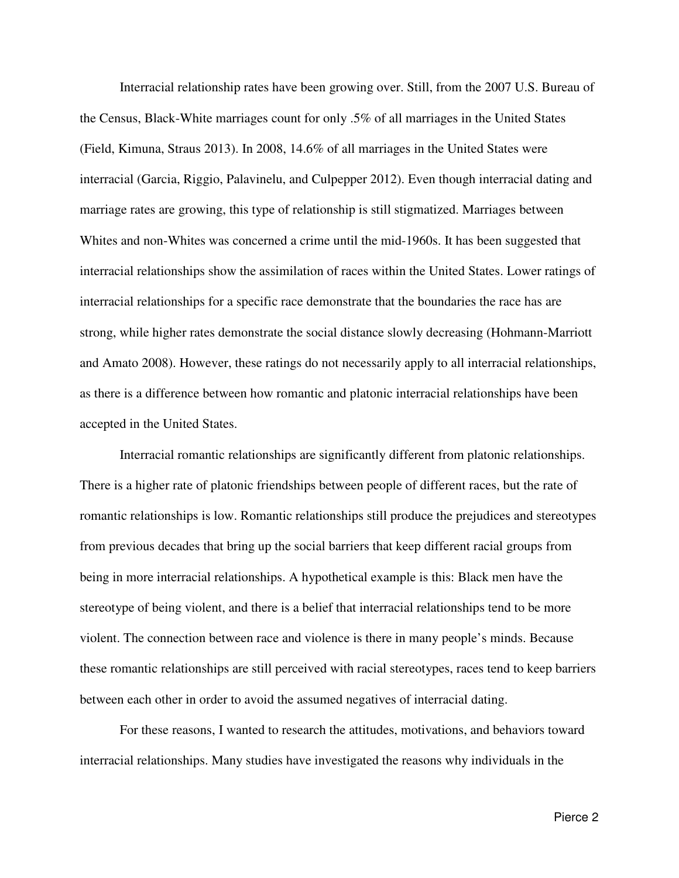Interracial relationship rates have been growing over. Still, from the 2007 U.S. Bureau of the Census, Black-White marriages count for only .5% of all marriages in the United States (Field, Kimuna, Straus 2013). In 2008, 14.6% of all marriages in the United States were interracial (Garcia, Riggio, Palavinelu, and Culpepper 2012). Even though interracial dating and marriage rates are growing, this type of relationship is still stigmatized. Marriages between Whites and non-Whites was concerned a crime until the mid-1960s. It has been suggested that interracial relationships show the assimilation of races within the United States. Lower ratings of interracial relationships for a specific race demonstrate that the boundaries the race has are strong, while higher rates demonstrate the social distance slowly decreasing (Hohmann-Marriott and Amato 2008). However, these ratings do not necessarily apply to all interracial relationships, as there is a difference between how romantic and platonic interracial relationships have been accepted in the United States.

Interracial romantic relationships are significantly different from platonic relationships. There is a higher rate of platonic friendships between people of different races, but the rate of romantic relationships is low. Romantic relationships still produce the prejudices and stereotypes from previous decades that bring up the social barriers that keep different racial groups from being in more interracial relationships. A hypothetical example is this: Black men have the stereotype of being violent, and there is a belief that interracial relationships tend to be more violent. The connection between race and violence is there in many people's minds. Because these romantic relationships are still perceived with racial stereotypes, races tend to keep barriers between each other in order to avoid the assumed negatives of interracial dating.

For these reasons, I wanted to research the attitudes, motivations, and behaviors toward interracial relationships. Many studies have investigated the reasons why individuals in the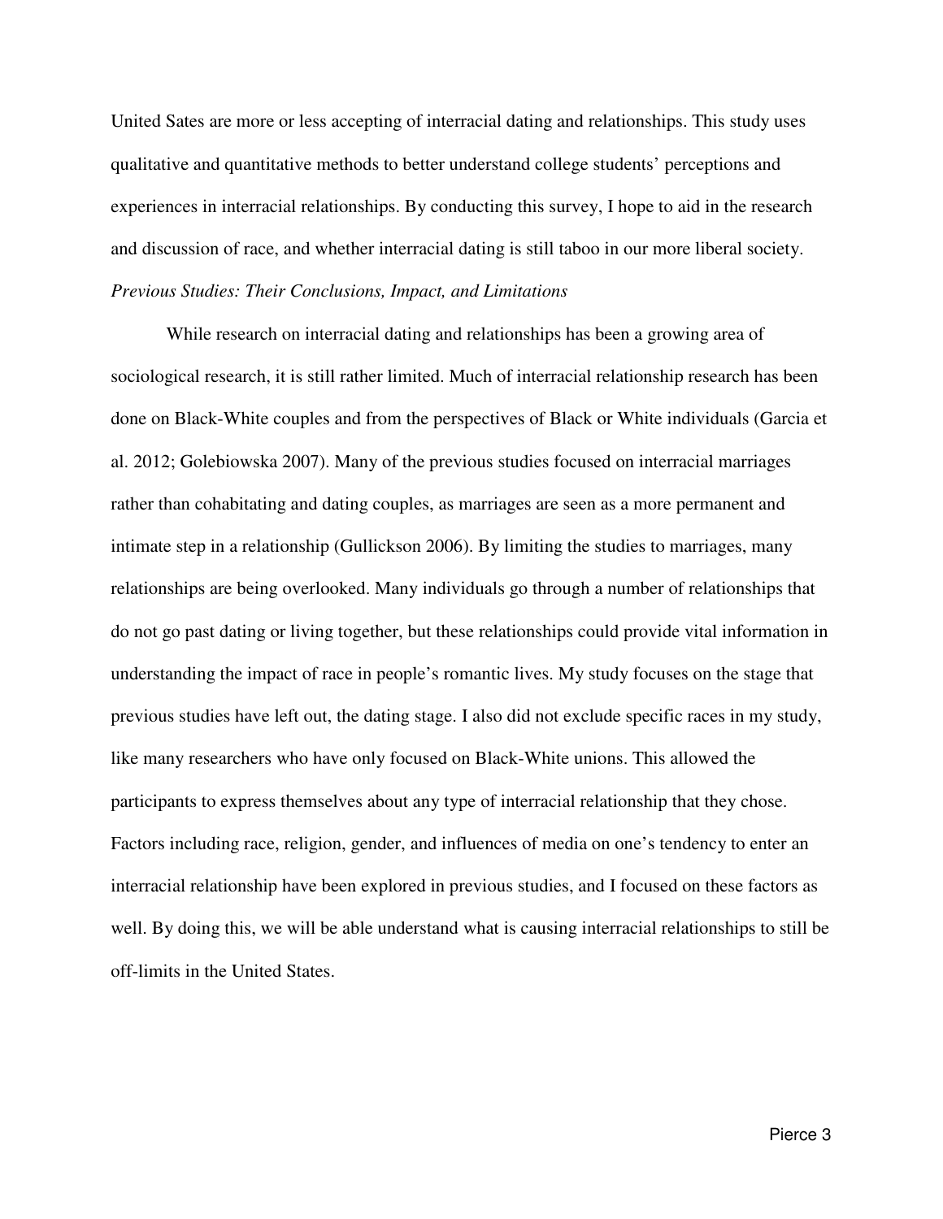United Sates are more or less accepting of interracial dating and relationships. This study uses qualitative and quantitative methods to better understand college students' perceptions and experiences in interracial relationships. By conducting this survey, I hope to aid in the research and discussion of race, and whether interracial dating is still taboo in our more liberal society.

*Previous Studies: Their Conclusions, Impact, and Limitations*

While research on interracial dating and relationships has been a growing area of sociological research, it is still rather limited. Much of interracial relationship research has been done on Black-White couples and from the perspectives of Black or White individuals (Garcia et al. 2012; Golebiowska 2007). Many of the previous studies focused on interracial marriages rather than cohabitating and dating couples, as marriages are seen as a more permanent and intimate step in a relationship (Gullickson 2006). By limiting the studies to marriages, many relationships are being overlooked. Many individuals go through a number of relationships that do not go past dating or living together, but these relationships could provide vital information in understanding the impact of race in people's romantic lives. My study focuses on the stage that previous studies have left out, the dating stage. I also did not exclude specific races in my study, like many researchers who have only focused on Black-White unions. This allowed the participants to express themselves about any type of interracial relationship that they chose. Factors including race, religion, gender, and influences of media on one's tendency to enter an interracial relationship have been explored in previous studies, and I focused on these factors as well. By doing this, we will be able understand what is causing interracial relationships to still be off-limits in the United States.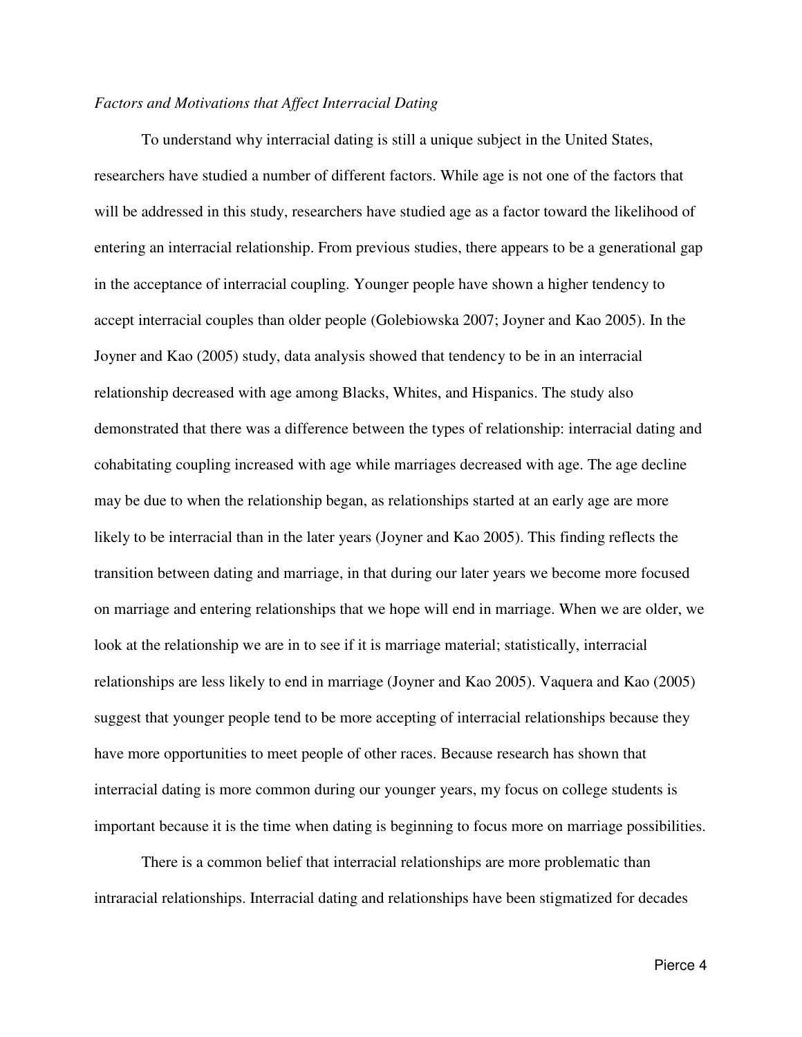*Factors and Motivations that Affect Interracial Dating*

To understand why interracial dating is still a unique subject in the United States, researchers have studied a number of different factors. While age is not one of the factors that will be addressed in this study, researchers have studied age as a factor toward the likelihood of entering an interracial relationship. From previous studies, there appears to be a generational gap in the acceptance of interracial coupling. Younger people have shown a higher tendency to accept interracial couples than older people (Golebiowska 2007; Joyner and Kao 2005). In the Joyner and Kao (2005) study, data analysis showed that tendency to be in an interracial relationship decreased with age among Blacks, Whites, and Hispanics. The study also demonstrated that there was a difference between the types of relationship: interracial dating and cohabitating coupling increased with age while marriages decreased with age. The age decline may be due to when the relationship began, as relationships started at an early age are more likely to be interracial than in the later years (Joyner and Kao 2005). This finding reflects the transition between dating and marriage, in that during our later years we become more focused on marriage and entering relationships that we hope will end in marriage. When we are older, we look at the relationship we are in to see if it is marriage material; statistically, interracial relationships are less likely to end in marriage (Joyner and Kao 2005). Vaquera and Kao (2005) suggest that younger people tend to be more accepting of interracial relationships because they have more opportunities to meet people of other races. Because research has shown that interracial dating is more common during our younger years, my focus on college students is important because it is the time when dating is beginning to focus more on marriage possibilities.

There is a common belief that interracial relationships are more problematic than intraracial relationships. Interracial dating and relationships have been stigmatized for decades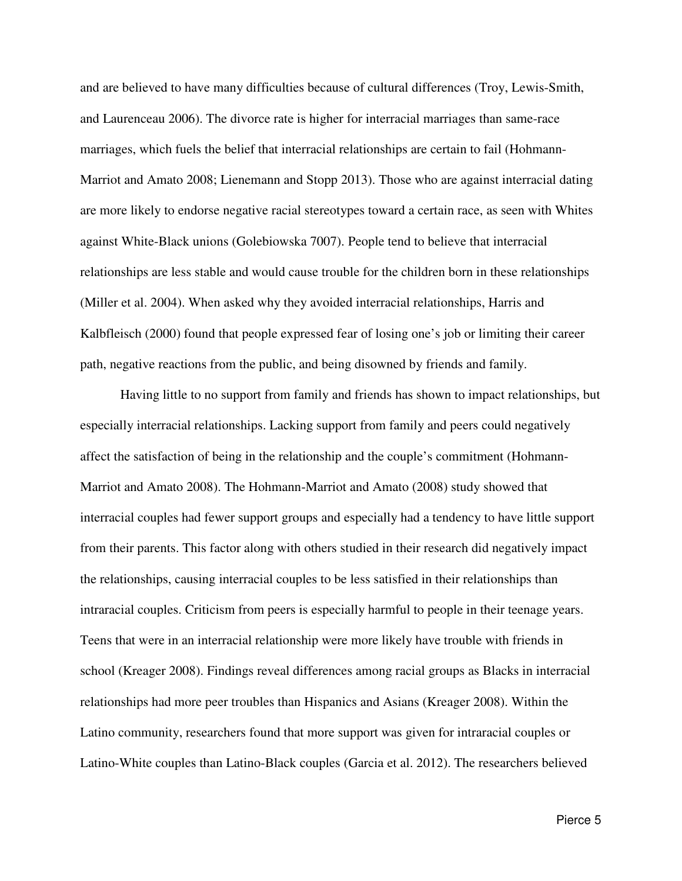and are believed to have many difficulties because of cultural differences (Troy, Lewis-Smith, and Laurenceau 2006). The divorce rate is higher for interracial marriages than same-race marriages, which fuels the belief that interracial relationships are certain to fail (Hohmann-Marriot and Amato 2008; Lienemann and Stopp 2013). Those who are against interracial dating are more likely to endorse negative racial stereotypes toward a certain race, as seen with Whites against White-Black unions (Golebiowska 7007). People tend to believe that interracial relationships are less stable and would cause trouble for the children born in these relationships (Miller et al. 2004). When asked why they avoided interracial relationships, Harris and Kalbfleisch (2000) found that people expressed fear of losing one's job or limiting their career path, negative reactions from the public, and being disowned by friends and family.

Having little to no support from family and friends has shown to impact relationships, but especially interracial relationships. Lacking support from family and peers could negatively affect the satisfaction of being in the relationship and the couple's commitment (Hohmann-Marriot and Amato 2008). The Hohmann-Marriot and Amato (2008) study showed that interracial couples had fewer support groups and especially had a tendency to have little support from their parents. This factor along with others studied in their research did negatively impact the relationships, causing interracial couples to be less satisfied in their relationships than intraracial couples. Criticism from peers is especially harmful to people in their teenage years. Teens that were in an interracial relationship were more likely have trouble with friends in school (Kreager 2008). Findings reveal differences among racial groups as Blacks in interracial relationships had more peer troubles than Hispanics and Asians (Kreager 2008). Within the Latino community, researchers found that more support was given for intraracial couples or Latino-White couples than Latino-Black couples (Garcia et al. 2012). The researchers believed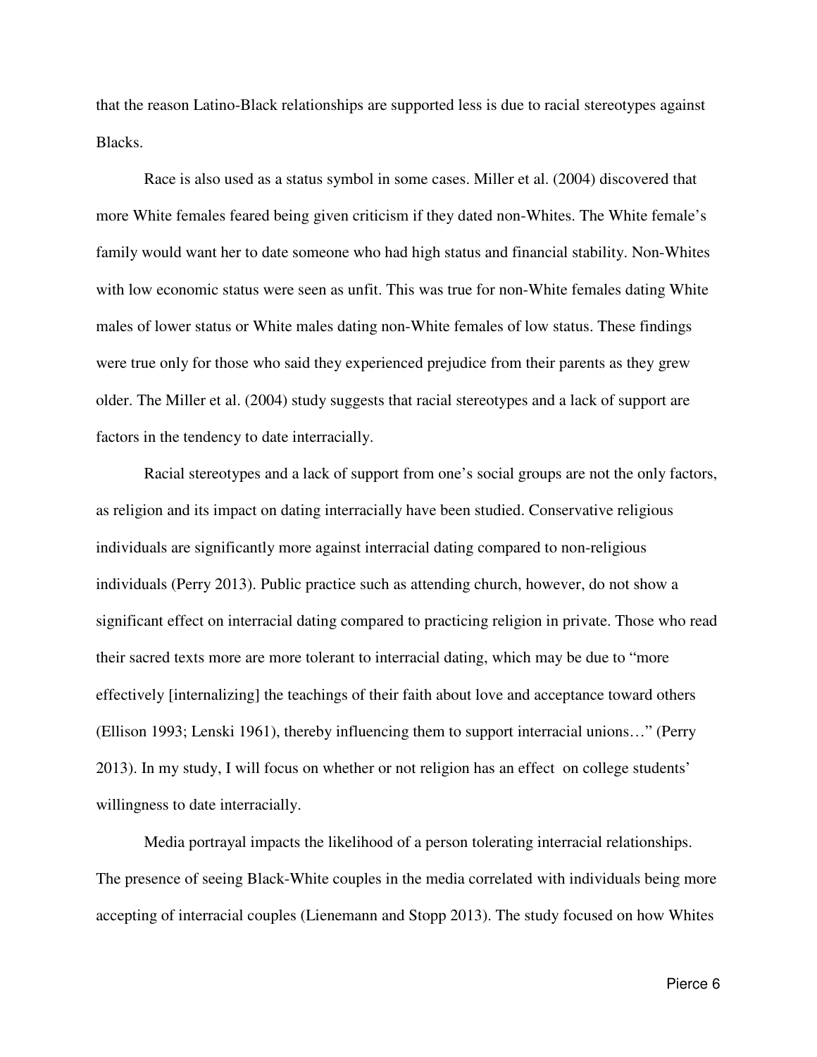that the reason Latino-Black relationships are supported less is due to racial stereotypes against Blacks.

Race is also used as a status symbol in some cases. Miller et al. (2004) discovered that more White females feared being given criticism if they dated non-Whites. The White female's family would want her to date someone who had high status and financial stability. Non-Whites with low economic status were seen as unfit. This was true for non-White females dating White males of lower status or White males dating non-White females of low status. These findings were true only for those who said they experienced prejudice from their parents as they grew older. The Miller et al. (2004) study suggests that racial stereotypes and a lack of support are factors in the tendency to date interracially.

Racial stereotypes and a lack of support from one's social groups are not the only factors, as religion and its impact on dating interracially have been studied. Conservative religious individuals are significantly more against interracial dating compared to non-religious individuals (Perry 2013). Public practice such as attending church, however, do not show a significant effect on interracial dating compared to practicing religion in private. Those who read their sacred texts more are more tolerant to interracial dating, which may be due to "more effectively [internalizing] the teachings of their faith about love and acceptance toward others (Ellison 1993; Lenski 1961), thereby influencing them to support interracial unions…" (Perry 2013). In my study, I will focus on whether or not religion has an effect on college students' willingness to date interracially.

Media portrayal impacts the likelihood of a person tolerating interracial relationships. The presence of seeing Black-White couples in the media correlated with individuals being more accepting of interracial couples (Lienemann and Stopp 2013). The study focused on how Whites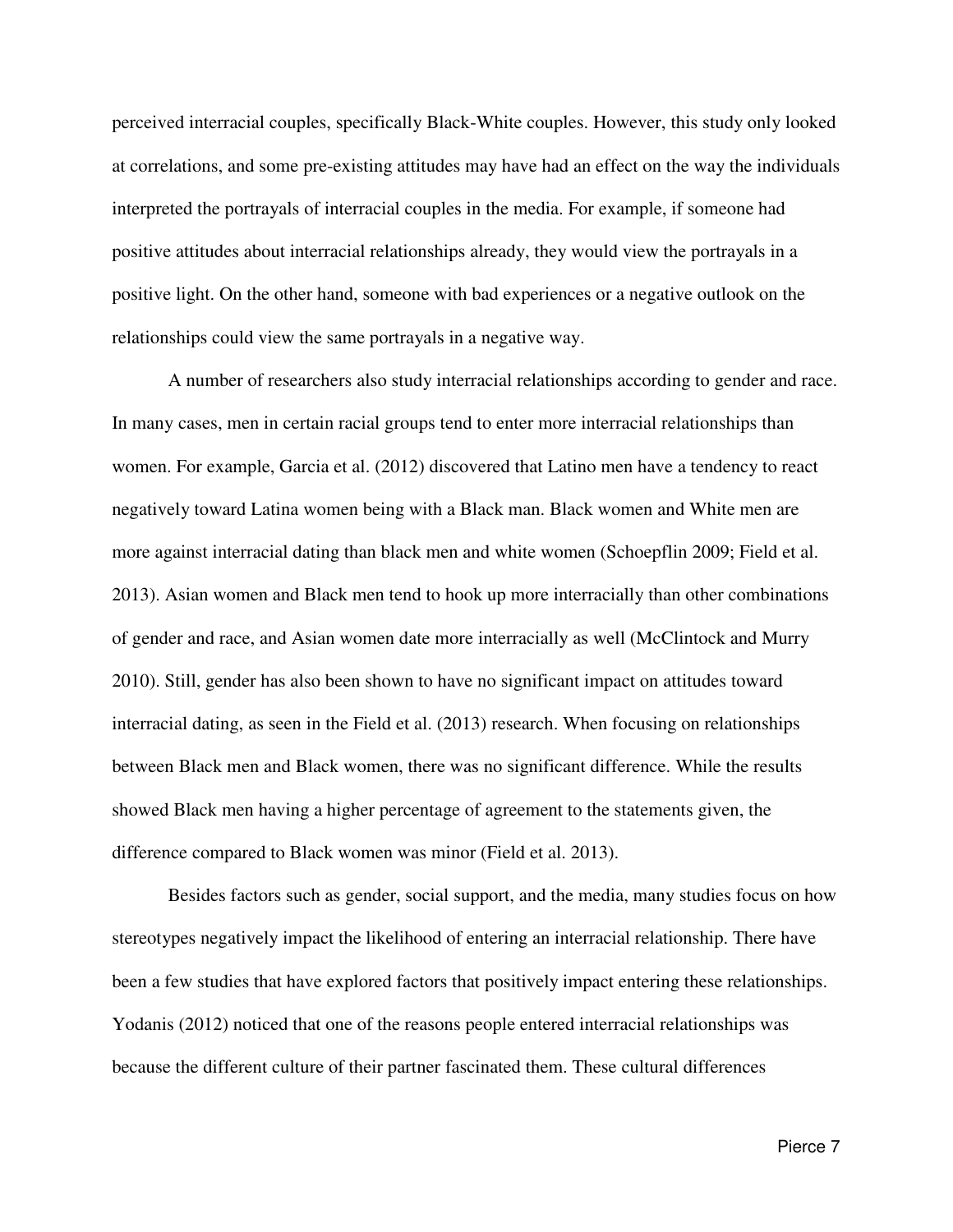perceived interracial couples, specifically Black-White couples. However, this study only looked at correlations, and some pre-existing attitudes may have had an effect on the way the individuals interpreted the portrayals of interracial couples in the media. For example, if someone had positive attitudes about interracial relationships already, they would view the portrayals in a positive light. On the other hand, someone with bad experiences or a negative outlook on the relationships could view the same portrayals in a negative way.

A number of researchers also study interracial relationships according to gender and race. In many cases, men in certain racial groups tend to enter more interracial relationships than women. For example, Garcia et al. (2012) discovered that Latino men have a tendency to react negatively toward Latina women being with a Black man. Black women and White men are more against interracial dating than black men and white women (Schoepflin 2009; Field et al. 2013). Asian women and Black men tend to hook up more interracially than other combinations of gender and race, and Asian women date more interracially as well (McClintock and Murry 2010). Still, gender has also been shown to have no significant impact on attitudes toward interracial dating, as seen in the Field et al. (2013) research. When focusing on relationships between Black men and Black women, there was no significant difference. While the results showed Black men having a higher percentage of agreement to the statements given, the difference compared to Black women was minor (Field et al. 2013).

Besides factors such as gender, social support, and the media, many studies focus on how stereotypes negatively impact the likelihood of entering an interracial relationship. There have been a few studies that have explored factors that positively impact entering these relationships. Yodanis (2012) noticed that one of the reasons people entered interracial relationships was because the different culture of their partner fascinated them. These cultural differences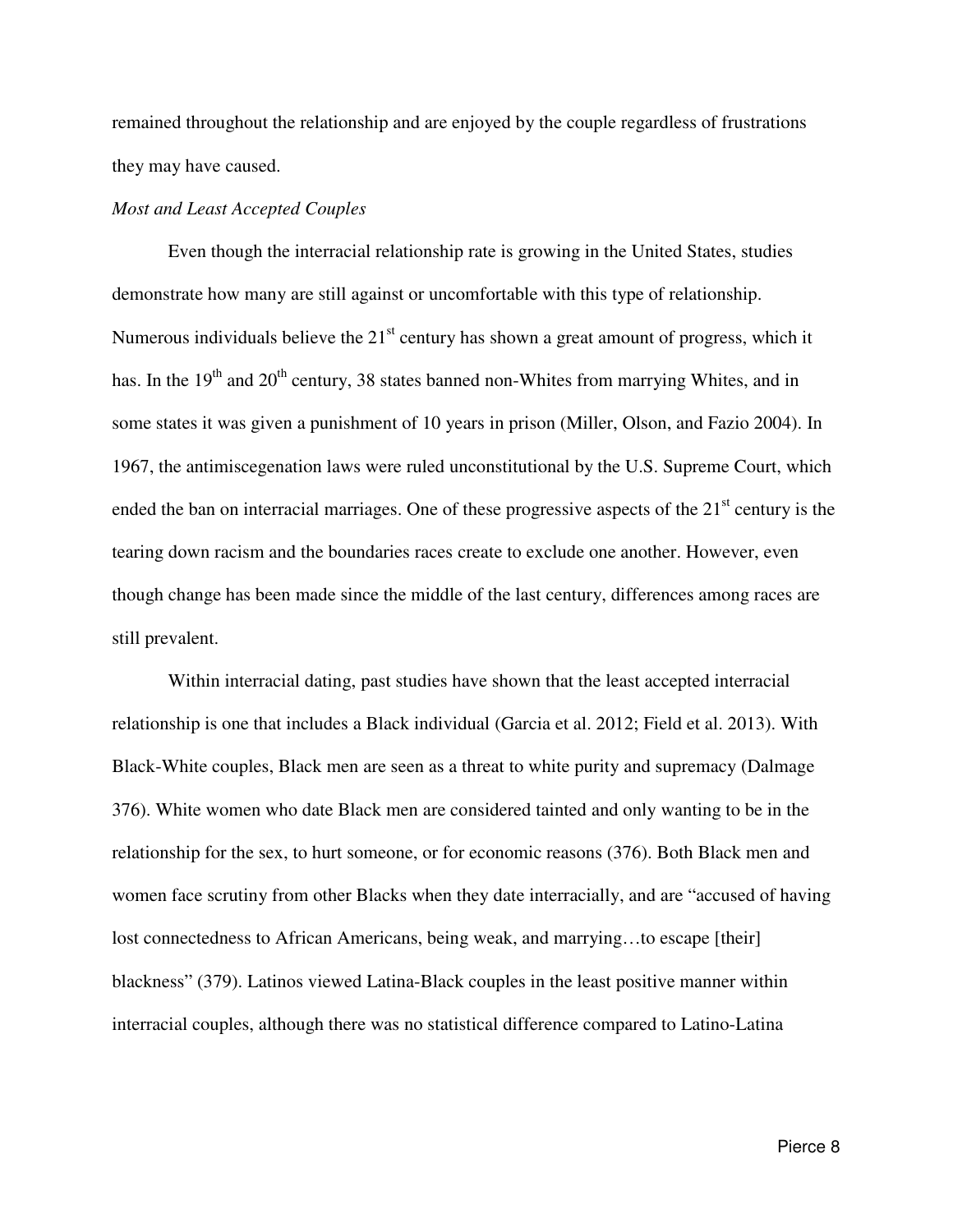remained throughout the relationship and are enjoyed by the couple regardless of frustrations they may have caused.

*Most and Least Accepted Couples*

Even though the interracial relationship rate is growing in the United States, studies demonstrate how many are still against or uncomfortable with this type of relationship. Numerous individuals believe the 21st century has shown a great amount of progress, which it has. In the 19th and 20th century, 38 states banned non-Whites from marrying Whites, and in some states it was given a punishment of 10 years in prison (Miller, Olson, and Fazio 2004). In 1967, the antimiscegenation laws were ruled unconstitutional by the U.S. Supreme Court, which ended the ban on interracial marriages. One of these progressive aspects of the 21st century is the tearing down racism and the boundaries races create to exclude one another. However, even though change has been made since the middle of the last century, differences among races are still prevalent.

Within interracial dating, past studies have shown that the least accepted interracial relationship is one that includes a Black individual (Garcia et al. 2012; Field et al. 2013). With Black-White couples, Black men are seen as a threat to white purity and supremacy (Dalmage 376). White women who date Black men are considered tainted and only wanting to be in the relationship for the sex, to hurt someone, or for economic reasons (376). Both Black men and women face scrutiny from other Blacks when they date interracially, and are "accused of having lost connectedness to African Americans, being weak, and marrying…to escape [their] blackness" (379). Latinos viewed Latina-Black couples in the least positive manner within interracial couples, although there was no statistical difference compared to Latino-Latina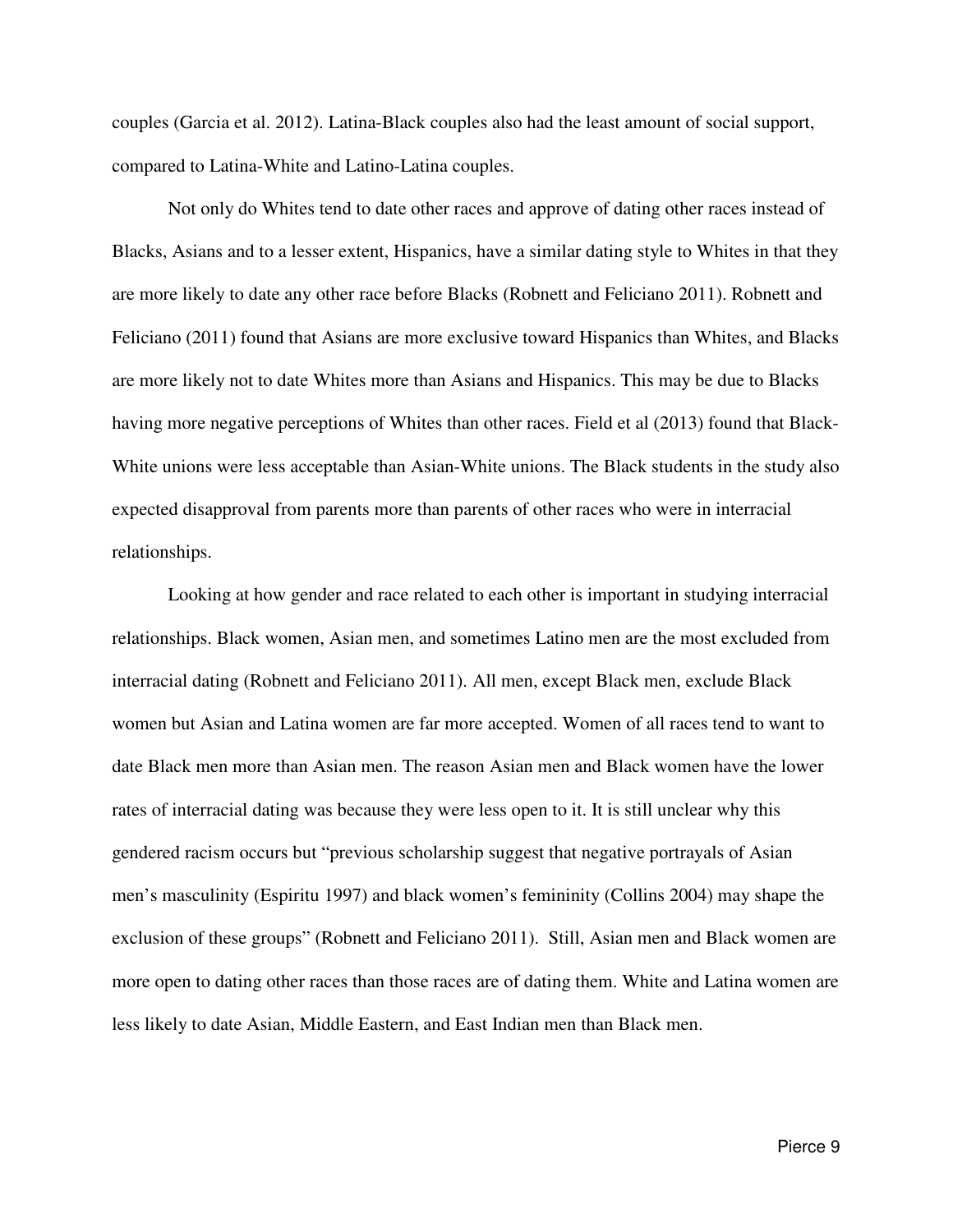couples (Garcia et al. 2012). Latina-Black couples also had the least amount of social support, compared to Latina-White and Latino-Latina couples.

Not only do Whites tend to date other races and approve of dating other races instead of Blacks, Asians and to a lesser extent, Hispanics, have a similar dating style to Whites in that they are more likely to date any other race before Blacks (Robnett and Feliciano 2011). Robnett and Feliciano (2011) found that Asians are more exclusive toward Hispanics than Whites, and Blacks are more likely not to date Whites more than Asians and Hispanics. This may be due to Blacks having more negative perceptions of Whites than other races. Field et al (2013) found that Black-White unions were less acceptable than Asian-White unions. The Black students in the study also expected disapproval from parents more than parents of other races who were in interracial relationships.

Looking at how gender and race related to each other is important in studying interracial relationships. Black women, Asian men, and sometimes Latino men are the most excluded from interracial dating (Robnett and Feliciano 2011). All men, except Black men, exclude Black women but Asian and Latina women are far more accepted. Women of all races tend to want to date Black men more than Asian men. The reason Asian men and Black women have the lower rates of interracial dating was because they were less open to it. It is still unclear why this gendered racism occurs but "previous scholarship suggest that negative portrayals of Asian men's masculinity (Espiritu 1997) and black women's femininity (Collins 2004) may shape the exclusion of these groups" (Robnett and Feliciano 2011). Still, Asian men and Black women are more open to dating other races than those races are of dating them. White and Latina women are less likely to date Asian, Middle Eastern, and East Indian men than Black men.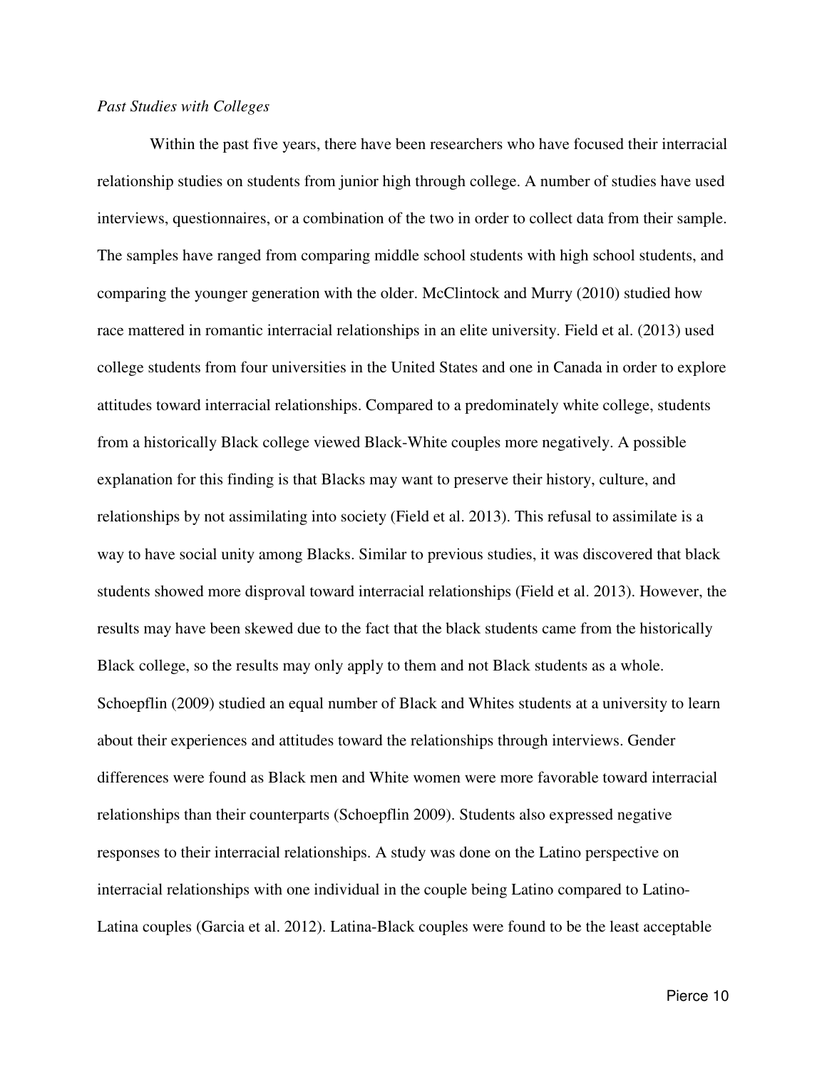*Past Studies with Colleges*

Within the past five years, there have been researchers who have focused their interracial relationship studies on students from junior high through college. A number of studies have used interviews, questionnaires, or a combination of the two in order to collect data from their sample. The samples have ranged from comparing middle school students with high school students, and comparing the younger generation with the older. McClintock and Murry (2010) studied how race mattered in romantic interracial relationships in an elite university. Field et al. (2013) used college students from four universities in the United States and one in Canada in order to explore attitudes toward interracial relationships. Compared to a predominately white college, students from a historically Black college viewed Black-White couples more negatively. A possible explanation for this finding is that Blacks may want to preserve their history, culture, and relationships by not assimilating into society (Field et al. 2013). This refusal to assimilate is a way to have social unity among Blacks. Similar to previous studies, it was discovered that black students showed more disproval toward interracial relationships (Field et al. 2013). However, the results may have been skewed due to the fact that the black students came from the historically Black college, so the results may only apply to them and not Black students as a whole. Schoepflin (2009) studied an equal number of Black and Whites students at a university to learn about their experiences and attitudes toward the relationships through interviews. Gender differences were found as Black men and White women were more favorable toward interracial relationships than their counterparts (Schoepflin 2009). Students also expressed negative responses to their interracial relationships. A study was done on the Latino perspective on interracial relationships with one individual in the couple being Latino compared to Latino-Latina couples (Garcia et al. 2012). Latina-Black couples were found to be the least acceptable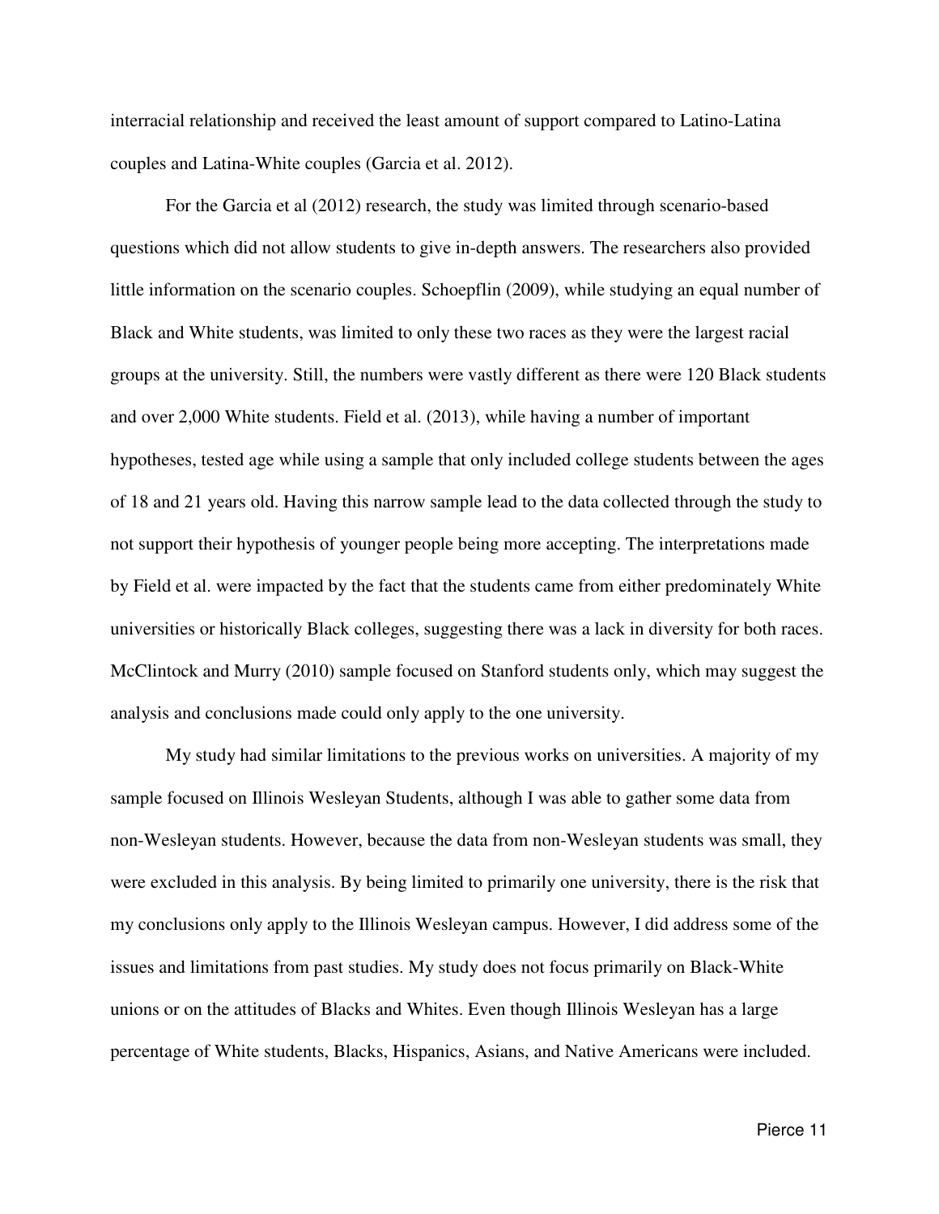interracial relationship and received the least amount of support compared to Latino-Latina couples and Latina-White couples (Garcia et al. 2012).

For the Garcia et al (2012) research, the study was limited through scenario-based questions which did not allow students to give in-depth answers. The researchers also provided little information on the scenario couples. Schoepflin (2009), while studying an equal number of Black and White students, was limited to only these two races as they were the largest racial groups at the university. Still, the numbers were vastly different as there were 120 Black students and over 2,000 White students. Field et al. (2013), while having a number of important hypotheses, tested age while using a sample that only included college students between the ages of 18 and 21 years old. Having this narrow sample lead to the data collected through the study to not support their hypothesis of younger people being more accepting. The interpretations made by Field et al. were impacted by the fact that the students came from either predominately White universities or historically Black colleges, suggesting there was a lack in diversity for both races. McClintock and Murry (2010) sample focused on Stanford students only, which may suggest the analysis and conclusions made could only apply to the one university.

My study had similar limitations to the previous works on universities. A majority of my sample focused on Illinois Wesleyan Students, although I was able to gather some data from non-Wesleyan students. However, because the data from non-Wesleyan students was small, they were excluded in this analysis. By being limited to primarily one university, there is the risk that my conclusions only apply to the Illinois Wesleyan campus. However, I did address some of the issues and limitations from past studies. My study does not focus primarily on Black-White unions or on the attitudes of Blacks and Whites. Even though Illinois Wesleyan has a large percentage of White students, Blacks, Hispanics, Asians, and Native Americans were included.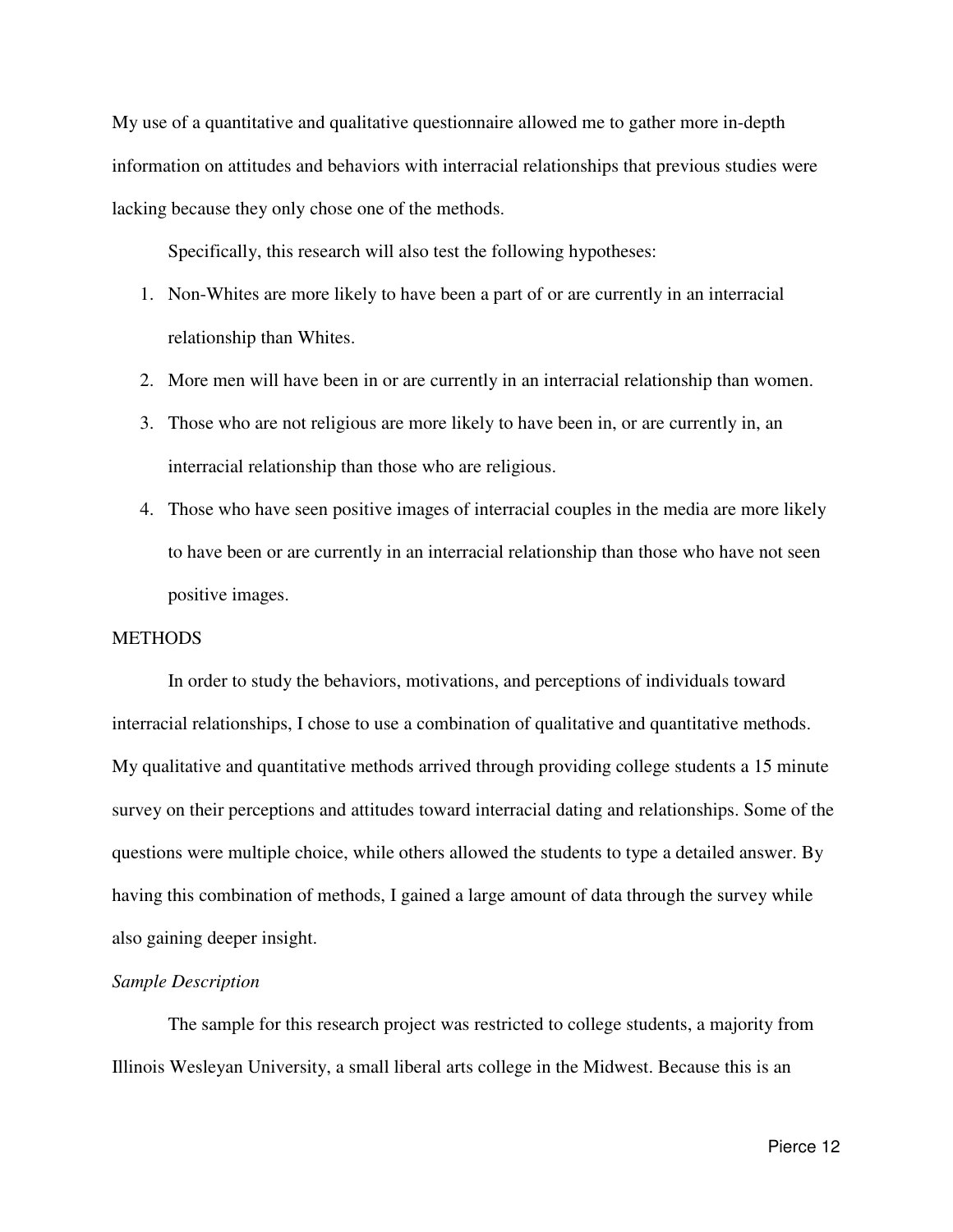My use of a quantitative and qualitative questionnaire allowed me to gather more in-depth information on attitudes and behaviors with interracial relationships that previous studies were lacking because they only chose one of the methods.

Specifically, this research will also test the following hypotheses:

1. Non-Whites are more likely to have been a part of or are currently in an interracial relationship than Whites.
2. More men will have been in or are currently in an interracial relationship than women.
3. Those who are not religious are more likely to have been in, or are currently in, an interracial relationship than those who are religious.
4. Those who have seen positive images of interracial couples in the media are more likely to have been or are currently in an interracial relationship than those who have not seen positive images.

## METHODS

In order to study the behaviors, motivations, and perceptions of individuals toward interracial relationships, I chose to use a combination of qualitative and quantitative methods. My qualitative and quantitative methods arrived through providing college students a 15 minute survey on their perceptions and attitudes toward interracial dating and relationships. Some of the questions were multiple choice, while others allowed the students to type a detailed answer. By having this combination of methods, I gained a large amount of data through the survey while also gaining deeper insight.

### *Sample Description*

The sample for this research project was restricted to college students, a majority from Illinois Wesleyan University, a small liberal arts college in the Midwest. Because this is an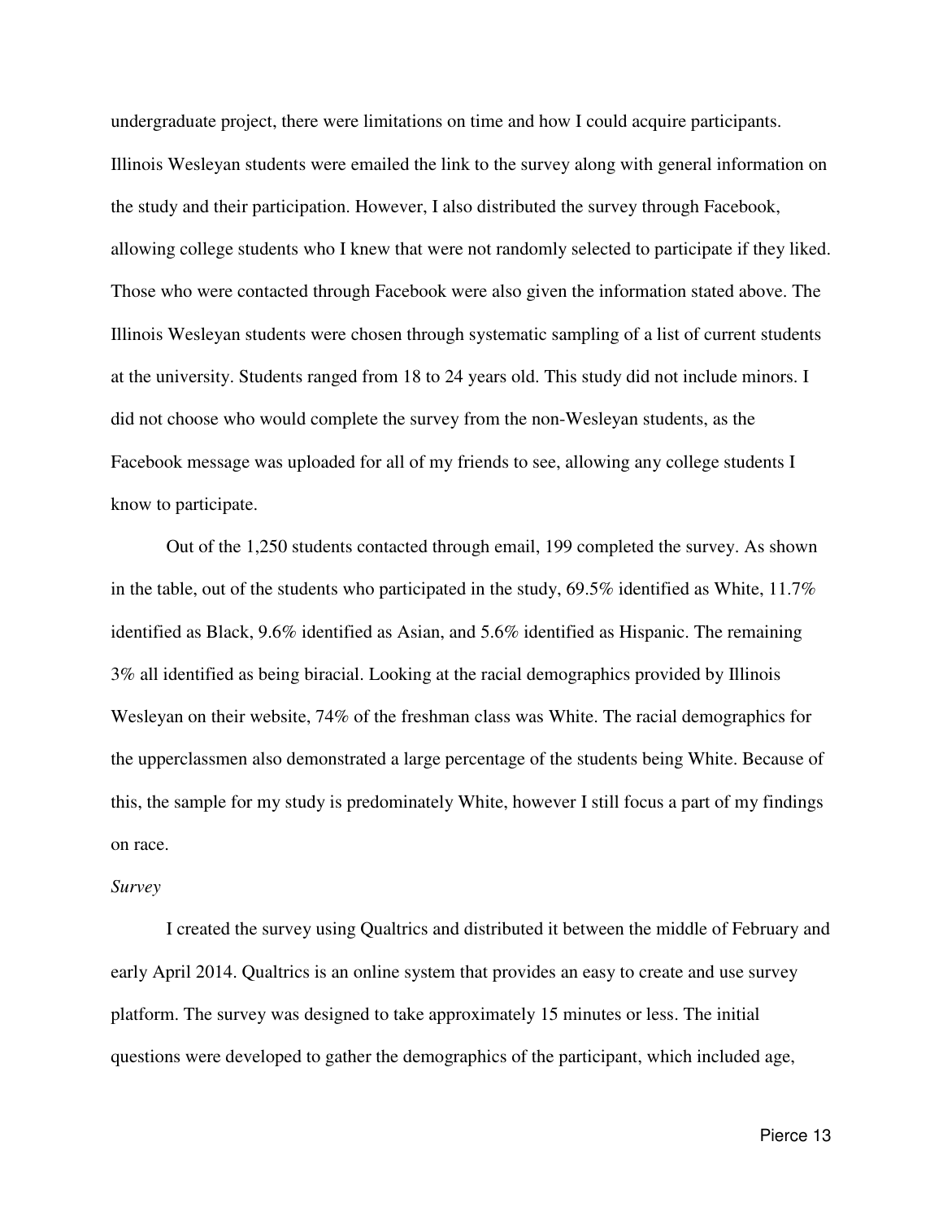undergraduate project, there were limitations on time and how I could acquire participants. Illinois Wesleyan students were emailed the link to the survey along with general information on the study and their participation. However, I also distributed the survey through Facebook, allowing college students who I knew that were not randomly selected to participate if they liked. Those who were contacted through Facebook were also given the information stated above. The Illinois Wesleyan students were chosen through systematic sampling of a list of current students at the university. Students ranged from 18 to 24 years old. This study did not include minors. I did not choose who would complete the survey from the non-Wesleyan students, as the Facebook message was uploaded for all of my friends to see, allowing any college students I know to participate.

Out of the 1,250 students contacted through email, 199 completed the survey. As shown in the table, out of the students who participated in the study, 69.5% identified as White, 11.7% identified as Black, 9.6% identified as Asian, and 5.6% identified as Hispanic. The remaining 3% all identified as being biracial. Looking at the racial demographics provided by Illinois Wesleyan on their website, 74% of the freshman class was White. The racial demographics for the upperclassmen also demonstrated a large percentage of the students being White. Because of this, the sample for my study is predominately White, however I still focus a part of my findings on race.

*Survey*

I created the survey using Qualtrics and distributed it between the middle of February and early April 2014. Qualtrics is an online system that provides an easy to create and use survey platform. The survey was designed to take approximately 15 minutes or less. The initial questions were developed to gather the demographics of the participant, which included age,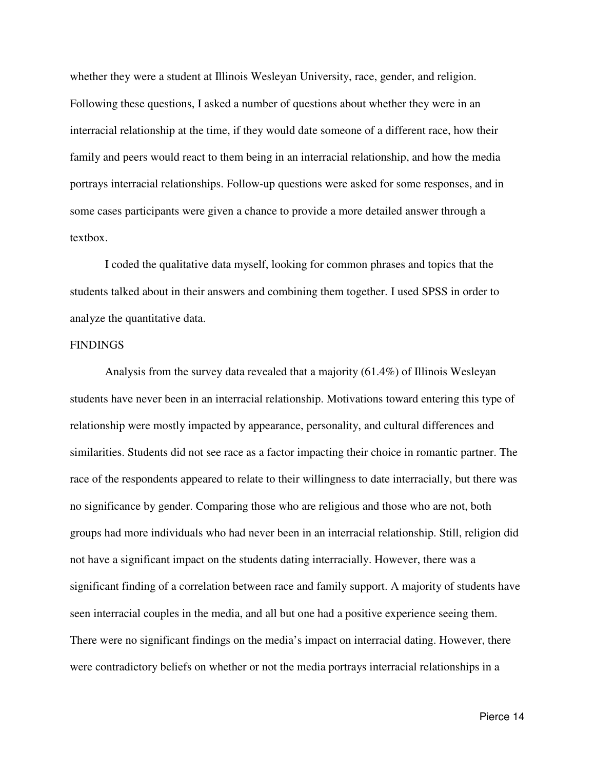whether they were a student at Illinois Wesleyan University, race, gender, and religion. Following these questions, I asked a number of questions about whether they were in an interracial relationship at the time, if they would date someone of a different race, how their family and peers would react to them being in an interracial relationship, and how the media portrays interracial relationships. Follow-up questions were asked for some responses, and in some cases participants were given a chance to provide a more detailed answer through a textbox.

I coded the qualitative data myself, looking for common phrases and topics that the students talked about in their answers and combining them together. I used SPSS in order to analyze the quantitative data.

## FINDINGS

Analysis from the survey data revealed that a majority (61.4%) of Illinois Wesleyan students have never been in an interracial relationship. Motivations toward entering this type of relationship were mostly impacted by appearance, personality, and cultural differences and similarities. Students did not see race as a factor impacting their choice in romantic partner. The race of the respondents appeared to relate to their willingness to date interracially, but there was no significance by gender. Comparing those who are religious and those who are not, both groups had more individuals who had never been in an interracial relationship. Still, religion did not have a significant impact on the students dating interracially. However, there was a significant finding of a correlation between race and family support. A majority of students have seen interracial couples in the media, and all but one had a positive experience seeing them. There were no significant findings on the media's impact on interracial dating. However, there were contradictory beliefs on whether or not the media portrays interracial relationships in a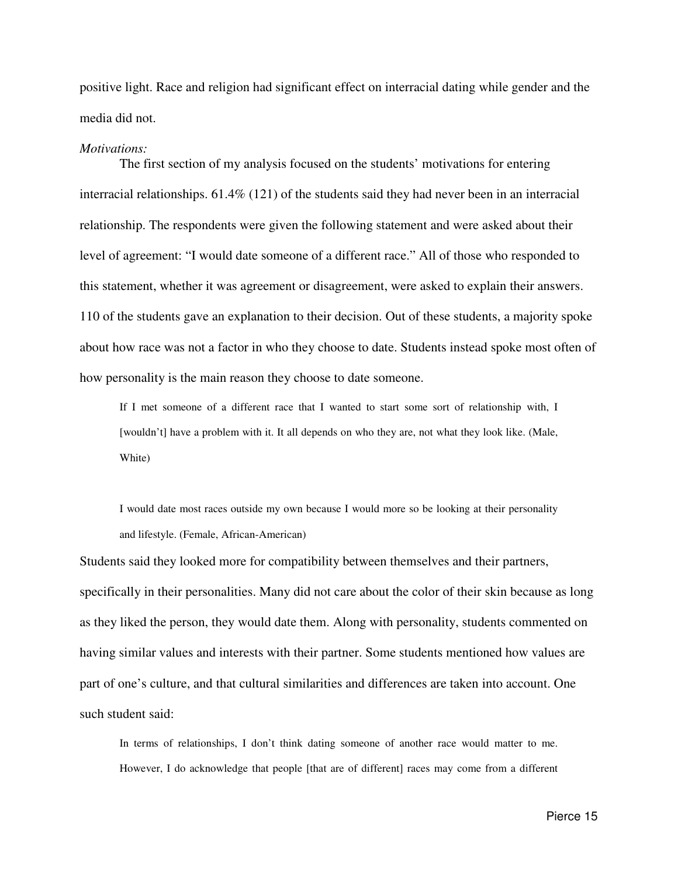positive light. Race and religion had significant effect on interracial dating while gender and the media did not.

*Motivations:*

The first section of my analysis focused on the students' motivations for entering interracial relationships. 61.4% (121) of the students said they had never been in an interracial relationship. The respondents were given the following statement and were asked about their level of agreement: "I would date someone of a different race." All of those who responded to this statement, whether it was agreement or disagreement, were asked to explain their answers. 110 of the students gave an explanation to their decision. Out of these students, a majority spoke about how race was not a factor in who they choose to date. Students instead spoke most often of how personality is the main reason they choose to date someone.

> If I met someone of a different race that I wanted to start some sort of relationship with, I [wouldn't] have a problem with it. It all depends on who they are, not what they look like. (Male, White)

> I would date most races outside my own because I would more so be looking at their personality and lifestyle. (Female, African-American)

Students said they looked more for compatibility between themselves and their partners, specifically in their personalities. Many did not care about the color of their skin because as long as they liked the person, they would date them. Along with personality, students commented on having similar values and interests with their partner. Some students mentioned how values are part of one's culture, and that cultural similarities and differences are taken into account. One such student said:

> In terms of relationships, I don't think dating someone of another race would matter to me. However, I do acknowledge that people [that are of different] races may come from a different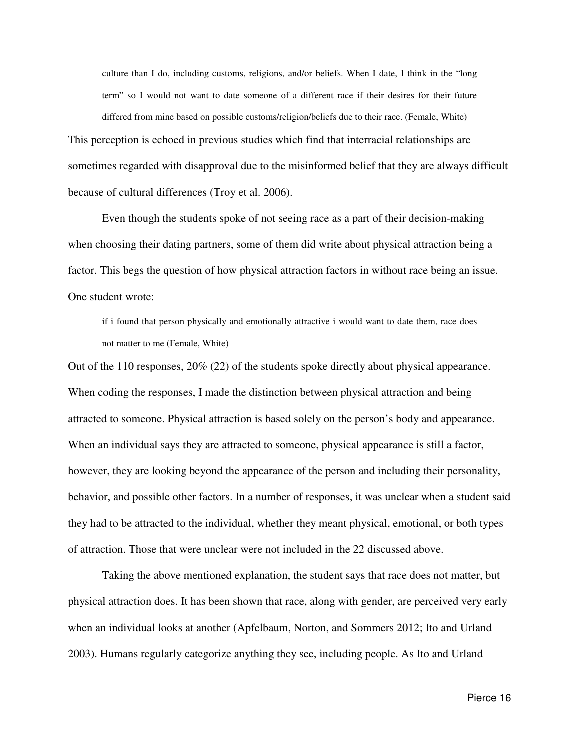> culture than I do, including customs, religions, and/or beliefs. When I date, I think in the "long term" so I would not want to date someone of a different race if their desires for their future differed from mine based on possible customs/religion/beliefs due to their race. (Female, White)

This perception is echoed in previous studies which find that interracial relationships are sometimes regarded with disapproval due to the misinformed belief that they are always difficult because of cultural differences (Troy et al. 2006).

Even though the students spoke of not seeing race as a part of their decision-making when choosing their dating partners, some of them did write about physical attraction being a factor. This begs the question of how physical attraction factors in without race being an issue. One student wrote:

> if i found that person physically and emotionally attractive i would want to date them, race does not matter to me (Female, White)

Out of the 110 responses, 20% (22) of the students spoke directly about physical appearance. When coding the responses, I made the distinction between physical attraction and being attracted to someone. Physical attraction is based solely on the person's body and appearance. When an individual says they are attracted to someone, physical appearance is still a factor, however, they are looking beyond the appearance of the person and including their personality, behavior, and possible other factors. In a number of responses, it was unclear when a student said they had to be attracted to the individual, whether they meant physical, emotional, or both types of attraction. Those that were unclear were not included in the 22 discussed above.

Taking the above mentioned explanation, the student says that race does not matter, but physical attraction does. It has been shown that race, along with gender, are perceived very early when an individual looks at another (Apfelbaum, Norton, and Sommers 2012; Ito and Urland 2003). Humans regularly categorize anything they see, including people. As Ito and Urland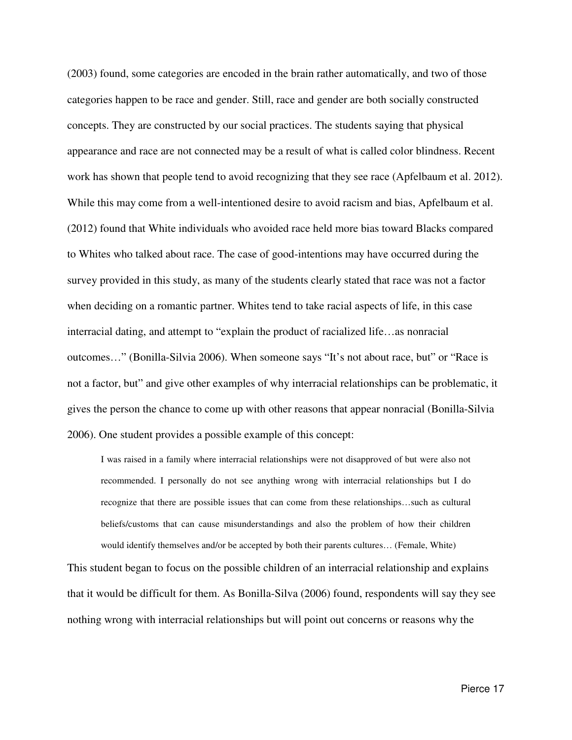(2003) found, some categories are encoded in the brain rather automatically, and two of those categories happen to be race and gender. Still, race and gender are both socially constructed concepts. They are constructed by our social practices. The students saying that physical appearance and race are not connected may be a result of what is called color blindness. Recent work has shown that people tend to avoid recognizing that they see race (Apfelbaum et al. 2012). While this may come from a well-intentioned desire to avoid racism and bias, Apfelbaum et al. (2012) found that White individuals who avoided race held more bias toward Blacks compared to Whites who talked about race. The case of good-intentions may have occurred during the survey provided in this study, as many of the students clearly stated that race was not a factor when deciding on a romantic partner. Whites tend to take racial aspects of life, in this case interracial dating, and attempt to "explain the product of racialized life…as nonracial outcomes…" (Bonilla-Silvia 2006). When someone says "It's not about race, but" or "Race is not a factor, but" and give other examples of why interracial relationships can be problematic, it gives the person the chance to come up with other reasons that appear nonracial (Bonilla-Silvia 2006). One student provides a possible example of this concept:

> I was raised in a family where interracial relationships were not disapproved of but were also not recommended. I personally do not see anything wrong with interracial relationships but I do recognize that there are possible issues that can come from these relationships…such as cultural beliefs/customs that can cause misunderstandings and also the problem of how their children would identify themselves and/or be accepted by both their parents cultures… (Female, White)

This student began to focus on the possible children of an interracial relationship and explains that it would be difficult for them. As Bonilla-Silva (2006) found, respondents will say they see nothing wrong with interracial relationships but will point out concerns or reasons why the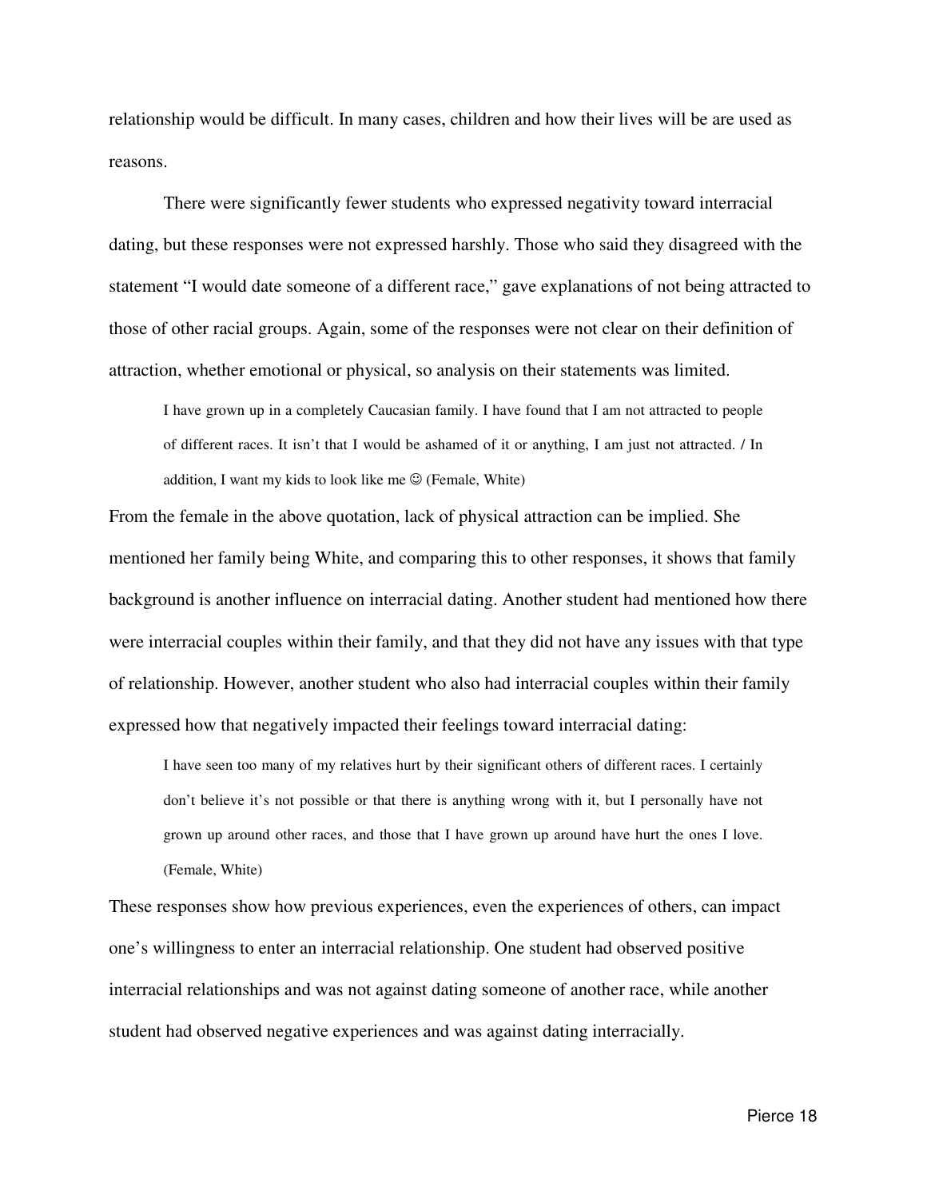relationship would be difficult. In many cases, children and how their lives will be are used as reasons.

There were significantly fewer students who expressed negativity toward interracial dating, but these responses were not expressed harshly. Those who said they disagreed with the statement "I would date someone of a different race," gave explanations of not being attracted to those of other racial groups. Again, some of the responses were not clear on their definition of attraction, whether emotional or physical, so analysis on their statements was limited.

> I have grown up in a completely Caucasian family. I have found that I am not attracted to people of different races. It isn't that I would be ashamed of it or anything, I am just not attracted. / In addition, I want my kids to look like me ☺ (Female, White)

From the female in the above quotation, lack of physical attraction can be implied. She mentioned her family being White, and comparing this to other responses, it shows that family background is another influence on interracial dating. Another student had mentioned how there were interracial couples within their family, and that they did not have any issues with that type of relationship. However, another student who also had interracial couples within their family expressed how that negatively impacted their feelings toward interracial dating:

> I have seen too many of my relatives hurt by their significant others of different races. I certainly don't believe it's not possible or that there is anything wrong with it, but I personally have not grown up around other races, and those that I have grown up around have hurt the ones I love. (Female, White)

These responses show how previous experiences, even the experiences of others, can impact one's willingness to enter an interracial relationship. One student had observed positive interracial relationships and was not against dating someone of another race, while another student had observed negative experiences and was against dating interracially.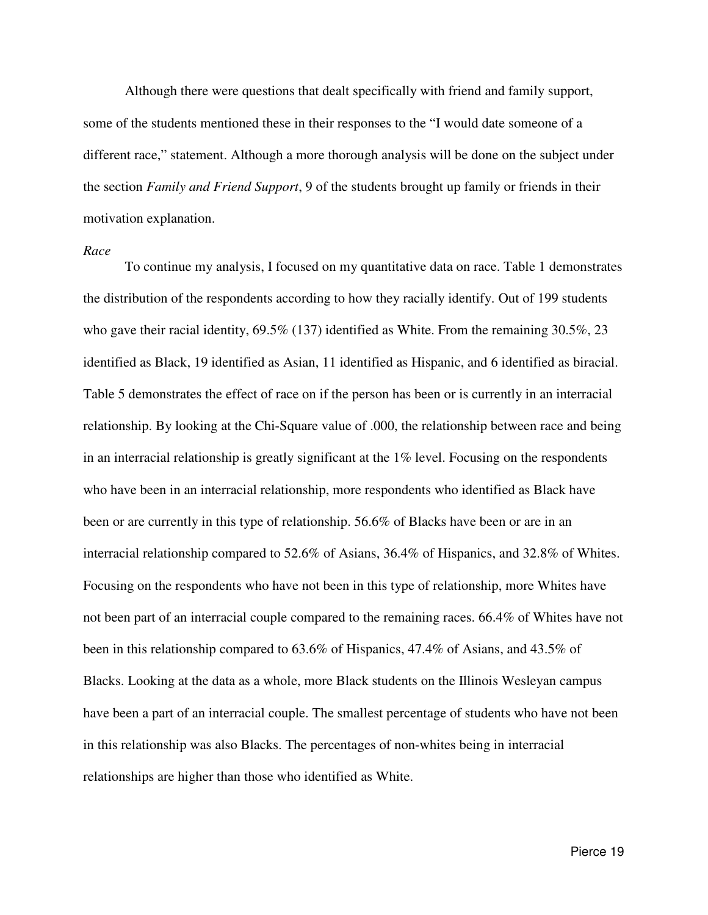Although there were questions that dealt specifically with friend and family support, some of the students mentioned these in their responses to the "I would date someone of a different race," statement. Although a more thorough analysis will be done on the subject under the section *Family and Friend Support*, 9 of the students brought up family or friends in their motivation explanation.

*Race*

To continue my analysis, I focused on my quantitative data on race. Table 1 demonstrates the distribution of the respondents according to how they racially identify. Out of 199 students who gave their racial identity, 69.5% (137) identified as White. From the remaining 30.5%, 23 identified as Black, 19 identified as Asian, 11 identified as Hispanic, and 6 identified as biracial. Table 5 demonstrates the effect of race on if the person has been or is currently in an interracial relationship. By looking at the Chi-Square value of .000, the relationship between race and being in an interracial relationship is greatly significant at the 1% level. Focusing on the respondents who have been in an interracial relationship, more respondents who identified as Black have been or are currently in this type of relationship. 56.6% of Blacks have been or are in an interracial relationship compared to 52.6% of Asians, 36.4% of Hispanics, and 32.8% of Whites. Focusing on the respondents who have not been in this type of relationship, more Whites have not been part of an interracial couple compared to the remaining races. 66.4% of Whites have not been in this relationship compared to 63.6% of Hispanics, 47.4% of Asians, and 43.5% of Blacks. Looking at the data as a whole, more Black students on the Illinois Wesleyan campus have been a part of an interracial couple. The smallest percentage of students who have not been in this relationship was also Blacks. The percentages of non-whites being in interracial relationships are higher than those who identified as White.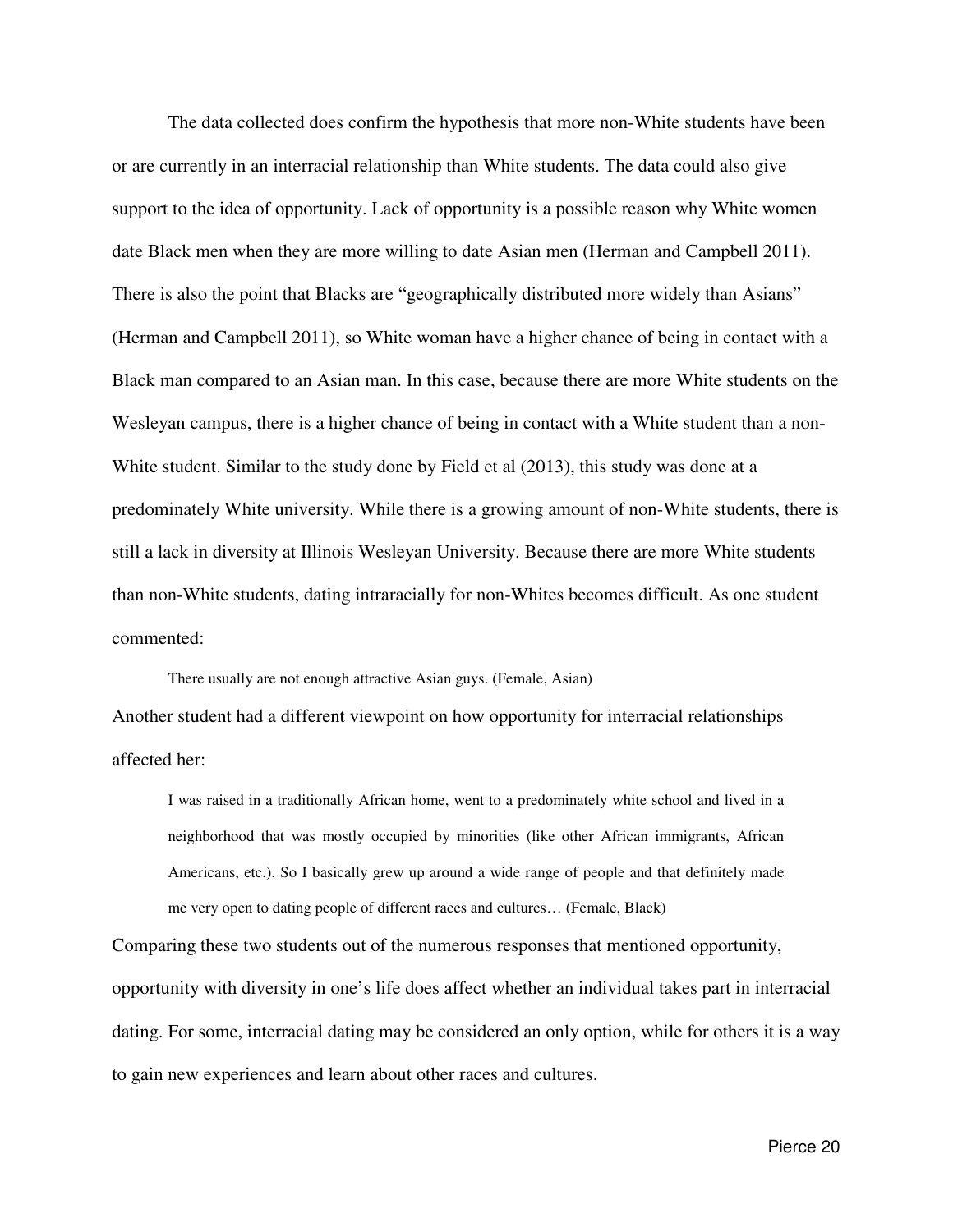The data collected does confirm the hypothesis that more non-White students have been or are currently in an interracial relationship than White students. The data could also give support to the idea of opportunity. Lack of opportunity is a possible reason why White women date Black men when they are more willing to date Asian men (Herman and Campbell 2011). There is also the point that Blacks are "geographically distributed more widely than Asians" (Herman and Campbell 2011), so White woman have a higher chance of being in contact with a Black man compared to an Asian man. In this case, because there are more White students on the Wesleyan campus, there is a higher chance of being in contact with a White student than a non-White student. Similar to the study done by Field et al (2013), this study was done at a predominately White university. While there is a growing amount of non-White students, there is still a lack in diversity at Illinois Wesleyan University. Because there are more White students than non-White students, dating intraracially for non-Whites becomes difficult. As one student commented:

> There usually are not enough attractive Asian guys. (Female, Asian)

Another student had a different viewpoint on how opportunity for interracial relationships affected her:

> I was raised in a traditionally African home, went to a predominately white school and lived in a neighborhood that was mostly occupied by minorities (like other African immigrants, African Americans, etc.). So I basically grew up around a wide range of people and that definitely made me very open to dating people of different races and cultures… (Female, Black)

Comparing these two students out of the numerous responses that mentioned opportunity, opportunity with diversity in one's life does affect whether an individual takes part in interracial dating. For some, interracial dating may be considered an only option, while for others it is a way to gain new experiences and learn about other races and cultures.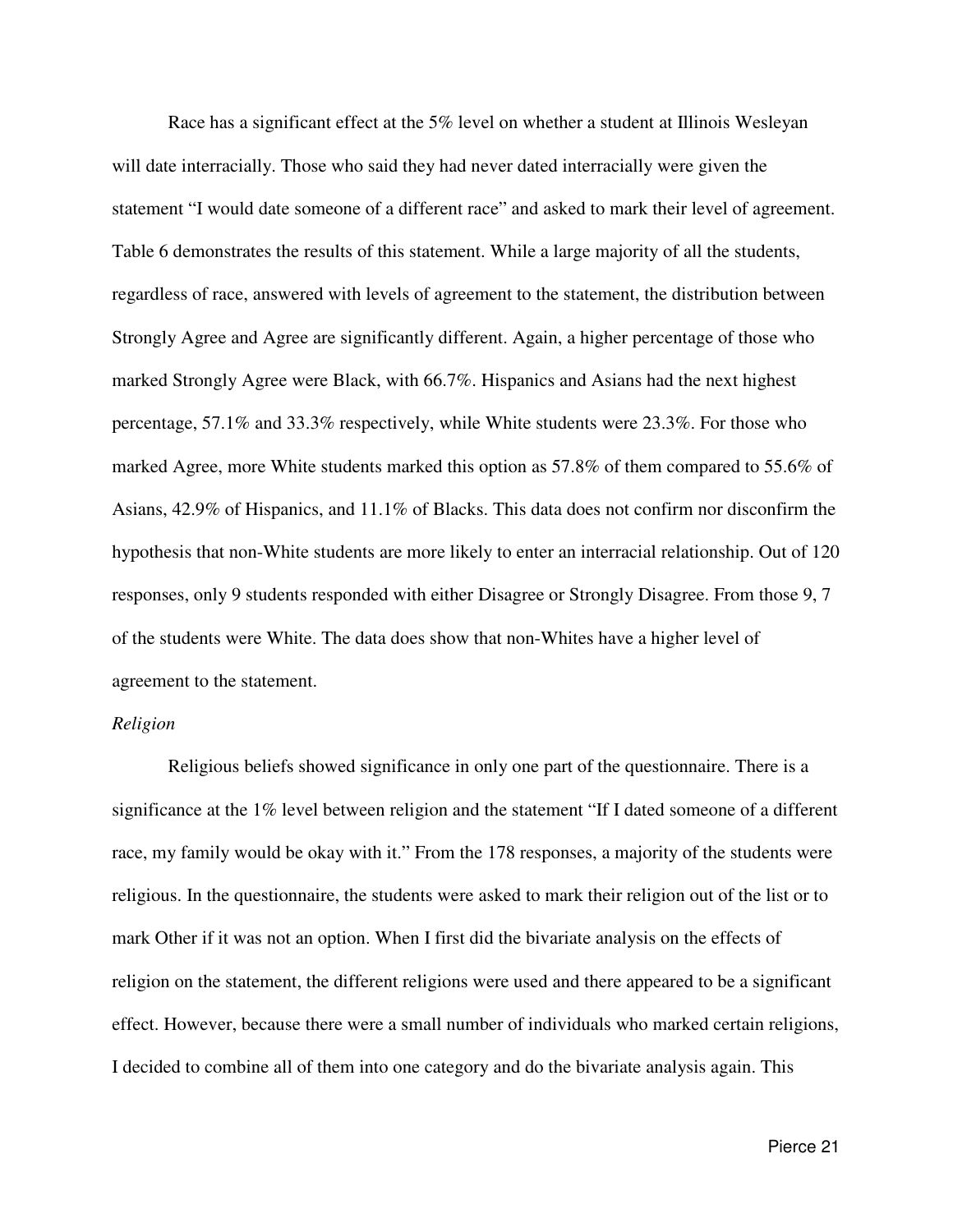Race has a significant effect at the 5% level on whether a student at Illinois Wesleyan will date interracially. Those who said they had never dated interracially were given the statement "I would date someone of a different race" and asked to mark their level of agreement. Table 6 demonstrates the results of this statement. While a large majority of all the students, regardless of race, answered with levels of agreement to the statement, the distribution between Strongly Agree and Agree are significantly different. Again, a higher percentage of those who marked Strongly Agree were Black, with 66.7%. Hispanics and Asians had the next highest percentage, 57.1% and 33.3% respectively, while White students were 23.3%. For those who marked Agree, more White students marked this option as 57.8% of them compared to 55.6% of Asians, 42.9% of Hispanics, and 11.1% of Blacks. This data does not confirm nor disconfirm the hypothesis that non-White students are more likely to enter an interracial relationship. Out of 120 responses, only 9 students responded with either Disagree or Strongly Disagree. From those 9, 7 of the students were White. The data does show that non-Whites have a higher level of agreement to the statement.

*Religion*

Religious beliefs showed significance in only one part of the questionnaire. There is a significance at the 1% level between religion and the statement "If I dated someone of a different race, my family would be okay with it." From the 178 responses, a majority of the students were religious. In the questionnaire, the students were asked to mark their religion out of the list or to mark Other if it was not an option. When I first did the bivariate analysis on the effects of religion on the statement, the different religions were used and there appeared to be a significant effect. However, because there were a small number of individuals who marked certain religions, I decided to combine all of them into one category and do the bivariate analysis again. This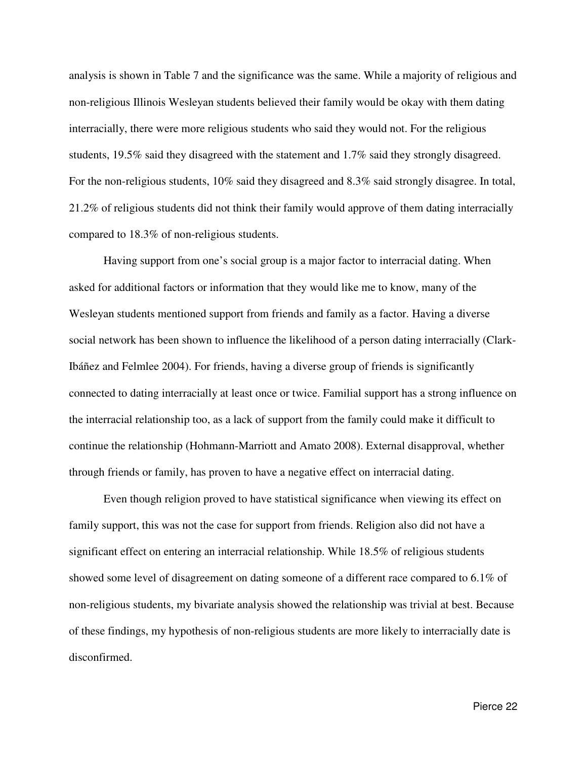analysis is shown in Table 7 and the significance was the same. While a majority of religious and non-religious Illinois Wesleyan students believed their family would be okay with them dating interracially, there were more religious students who said they would not. For the religious students, 19.5% said they disagreed with the statement and 1.7% said they strongly disagreed. For the non-religious students, 10% said they disagreed and 8.3% said strongly disagree. In total, 21.2% of religious students did not think their family would approve of them dating interracially compared to 18.3% of non-religious students.

Having support from one's social group is a major factor to interracial dating. When asked for additional factors or information that they would like me to know, many of the Wesleyan students mentioned support from friends and family as a factor. Having a diverse social network has been shown to influence the likelihood of a person dating interracially (Clark-Ibáñez and Felmlee 2004). For friends, having a diverse group of friends is significantly connected to dating interracially at least once or twice. Familial support has a strong influence on the interracial relationship too, as a lack of support from the family could make it difficult to continue the relationship (Hohmann-Marriott and Amato 2008). External disapproval, whether through friends or family, has proven to have a negative effect on interracial dating.

Even though religion proved to have statistical significance when viewing its effect on family support, this was not the case for support from friends. Religion also did not have a significant effect on entering an interracial relationship. While 18.5% of religious students showed some level of disagreement on dating someone of a different race compared to 6.1% of non-religious students, my bivariate analysis showed the relationship was trivial at best. Because of these findings, my hypothesis of non-religious students are more likely to interracially date is disconfirmed.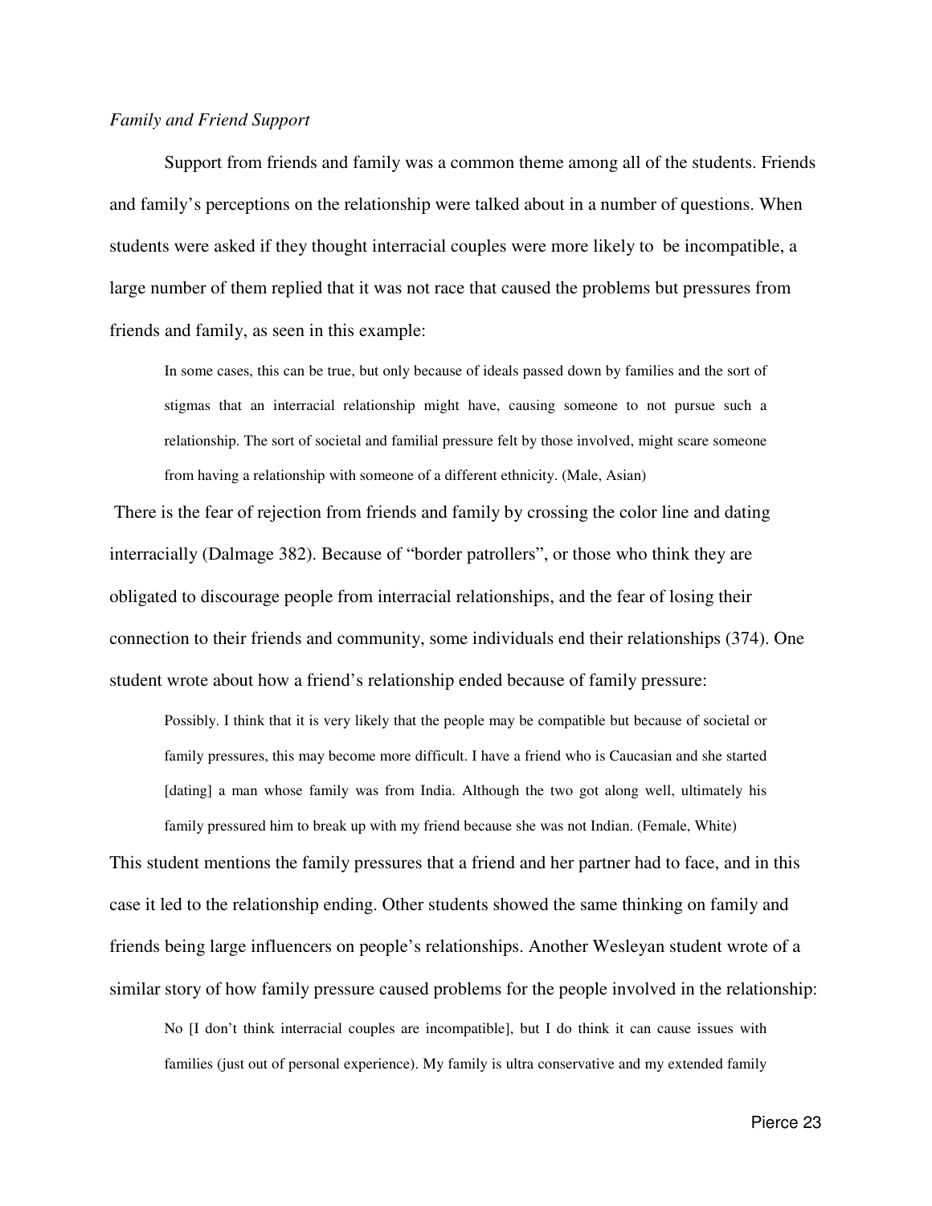*Family and Friend Support*

Support from friends and family was a common theme among all of the students. Friends and family's perceptions on the relationship were talked about in a number of questions. When students were asked if they thought interracial couples were more likely to be incompatible, a large number of them replied that it was not race that caused the problems but pressures from friends and family, as seen in this example:

> In some cases, this can be true, but only because of ideals passed down by families and the sort of stigmas that an interracial relationship might have, causing someone to not pursue such a relationship. The sort of societal and familial pressure felt by those involved, might scare someone from having a relationship with someone of a different ethnicity. (Male, Asian)

There is the fear of rejection from friends and family by crossing the color line and dating interracially (Dalmage 382). Because of "border patrollers", or those who think they are obligated to discourage people from interracial relationships, and the fear of losing their connection to their friends and community, some individuals end their relationships (374). One student wrote about how a friend's relationship ended because of family pressure:

> Possibly. I think that it is very likely that the people may be compatible but because of societal or family pressures, this may become more difficult. I have a friend who is Caucasian and she started [dating] a man whose family was from India. Although the two got along well, ultimately his family pressured him to break up with my friend because she was not Indian. (Female, White)

This student mentions the family pressures that a friend and her partner had to face, and in this case it led to the relationship ending. Other students showed the same thinking on family and friends being large influencers on people's relationships. Another Wesleyan student wrote of a similar story of how family pressure caused problems for the people involved in the relationship:

> No [I don't think interracial couples are incompatible], but I do think it can cause issues with families (just out of personal experience). My family is ultra conservative and my extended family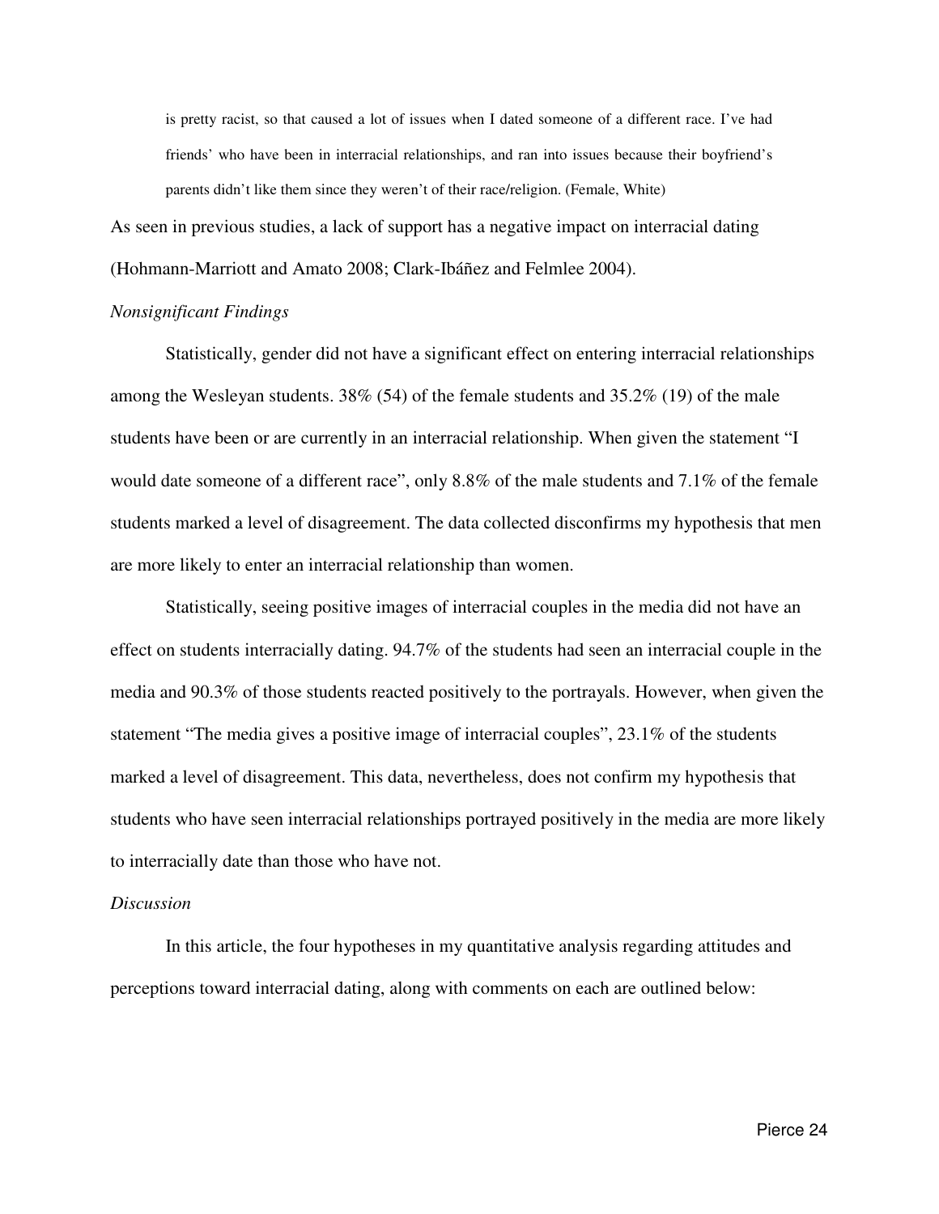> is pretty racist, so that caused a lot of issues when I dated someone of a different race. I've had friends' who have been in interracial relationships, and ran into issues because their boyfriend's parents didn't like them since they weren't of their race/religion. (Female, White)

As seen in previous studies, a lack of support has a negative impact on interracial dating (Hohmann-Marriott and Amato 2008; Clark-Ibáñez and Felmlee 2004).

*Nonsignificant Findings*

Statistically, gender did not have a significant effect on entering interracial relationships among the Wesleyan students. 38% (54) of the female students and 35.2% (19) of the male students have been or are currently in an interracial relationship. When given the statement "I would date someone of a different race", only 8.8% of the male students and 7.1% of the female students marked a level of disagreement. The data collected disconfirms my hypothesis that men are more likely to enter an interracial relationship than women.

Statistically, seeing positive images of interracial couples in the media did not have an effect on students interracially dating. 94.7% of the students had seen an interracial couple in the media and 90.3% of those students reacted positively to the portrayals. However, when given the statement "The media gives a positive image of interracial couples", 23.1% of the students marked a level of disagreement. This data, nevertheless, does not confirm my hypothesis that students who have seen interracial relationships portrayed positively in the media are more likely to interracially date than those who have not.

*Discussion*

In this article, the four hypotheses in my quantitative analysis regarding attitudes and perceptions toward interracial dating, along with comments on each are outlined below: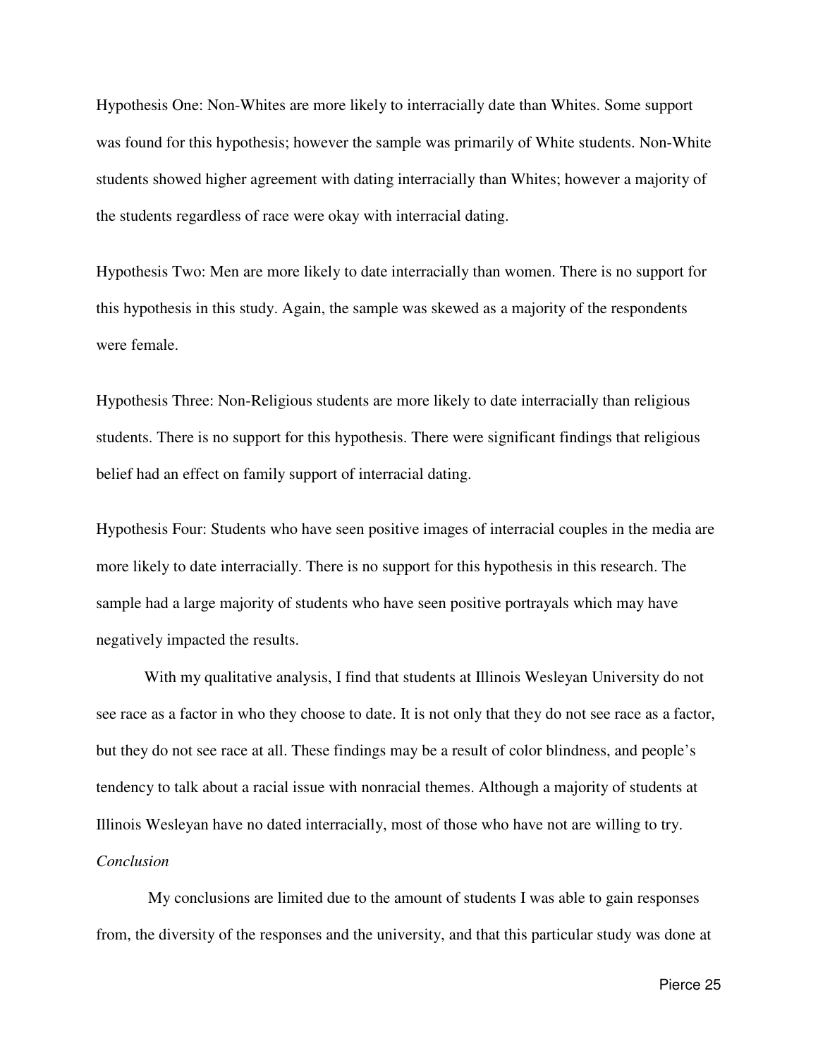Hypothesis One: Non-Whites are more likely to interracially date than Whites. Some support was found for this hypothesis; however the sample was primarily of White students. Non-White students showed higher agreement with dating interracially than Whites; however a majority of the students regardless of race were okay with interracial dating.

Hypothesis Two: Men are more likely to date interracially than women. There is no support for this hypothesis in this study. Again, the sample was skewed as a majority of the respondents were female.

Hypothesis Three: Non-Religious students are more likely to date interracially than religious students. There is no support for this hypothesis. There were significant findings that religious belief had an effect on family support of interracial dating.

Hypothesis Four: Students who have seen positive images of interracial couples in the media are more likely to date interracially. There is no support for this hypothesis in this research. The sample had a large majority of students who have seen positive portrayals which may have negatively impacted the results.

With my qualitative analysis, I find that students at Illinois Wesleyan University do not see race as a factor in who they choose to date. It is not only that they do not see race as a factor, but they do not see race at all. These findings may be a result of color blindness, and people's tendency to talk about a racial issue with nonracial themes. Although a majority of students at Illinois Wesleyan have no dated interracially, most of those who have not are willing to try.

*Conclusion*

My conclusions are limited due to the amount of students I was able to gain responses from, the diversity of the responses and the university, and that this particular study was done at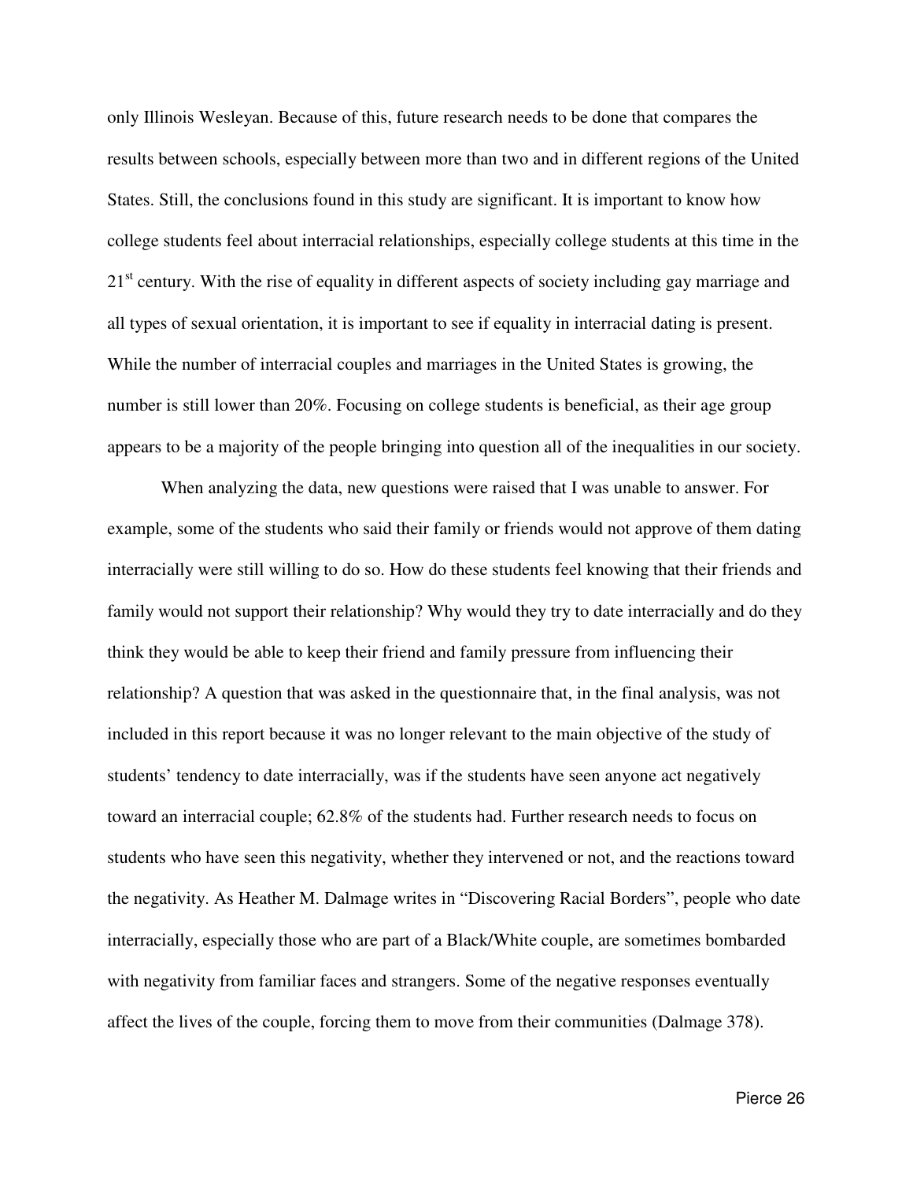only Illinois Wesleyan. Because of this, future research needs to be done that compares the results between schools, especially between more than two and in different regions of the United States. Still, the conclusions found in this study are significant. It is important to know how college students feel about interracial relationships, especially college students at this time in the 21st century. With the rise of equality in different aspects of society including gay marriage and all types of sexual orientation, it is important to see if equality in interracial dating is present. While the number of interracial couples and marriages in the United States is growing, the number is still lower than 20%. Focusing on college students is beneficial, as their age group appears to be a majority of the people bringing into question all of the inequalities in our society.

When analyzing the data, new questions were raised that I was unable to answer. For example, some of the students who said their family or friends would not approve of them dating interracially were still willing to do so. How do these students feel knowing that their friends and family would not support their relationship? Why would they try to date interracially and do they think they would be able to keep their friend and family pressure from influencing their relationship? A question that was asked in the questionnaire that, in the final analysis, was not included in this report because it was no longer relevant to the main objective of the study of students' tendency to date interracially, was if the students have seen anyone act negatively toward an interracial couple; 62.8% of the students had. Further research needs to focus on students who have seen this negativity, whether they intervened or not, and the reactions toward the negativity. As Heather M. Dalmage writes in "Discovering Racial Borders", people who date interracially, especially those who are part of a Black/White couple, are sometimes bombarded with negativity from familiar faces and strangers. Some of the negative responses eventually affect the lives of the couple, forcing them to move from their communities (Dalmage 378).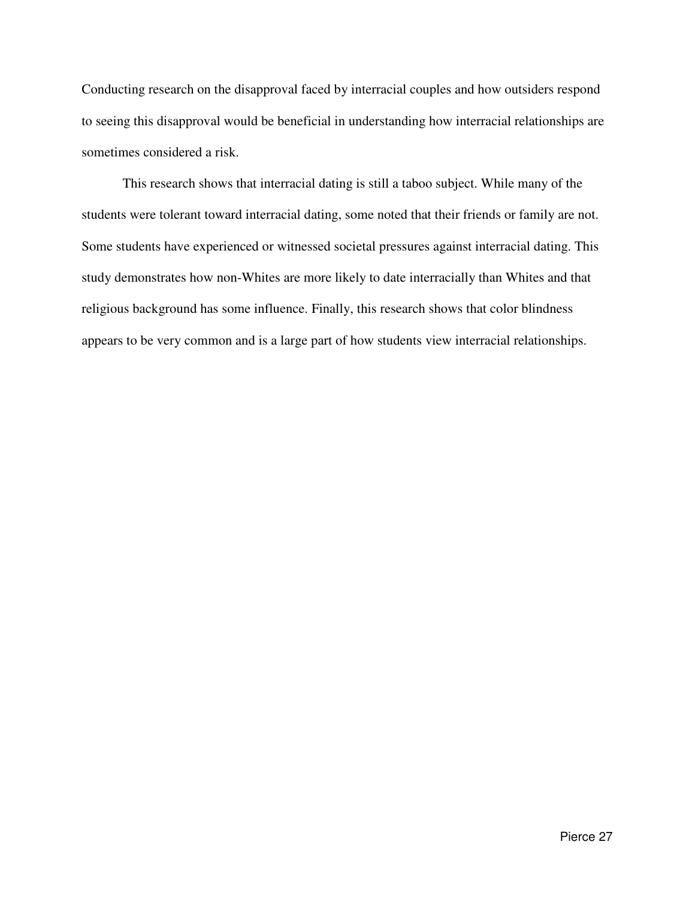Conducting research on the disapproval faced by interracial couples and how outsiders respond to seeing this disapproval would be beneficial in understanding how interracial relationships are sometimes considered a risk.

This research shows that interracial dating is still a taboo subject. While many of the students were tolerant toward interracial dating, some noted that their friends or family are not. Some students have experienced or witnessed societal pressures against interracial dating. This study demonstrates how non-Whites are more likely to date interracially than Whites and that religious background has some influence. Finally, this research shows that color blindness appears to be very common and is a large part of how students view interracial relationships.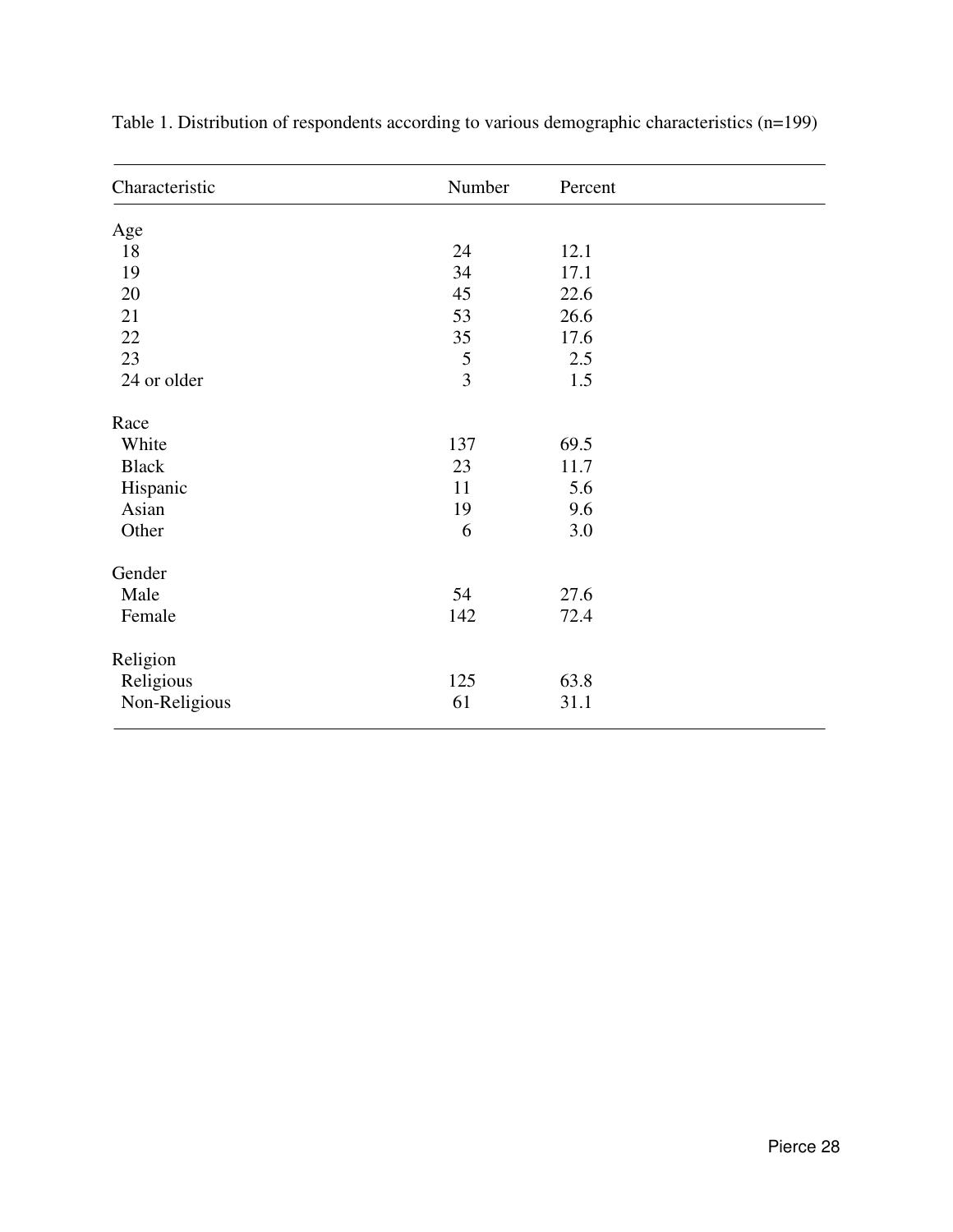Table 1. Distribution of respondents according to various demographic characteristics (n=199)

| Characteristic | Number | Percent |
|---|---|---|
| Age | | |
| 18 | 24 | 12.1 |
| 19 | 34 | 17.1 |
| 20 | 45 | 22.6 |
| 21 | 53 | 26.6 |
| 22 | 35 | 17.6 |
| 23 | 5 | 2.5 |
| 24 or older | 3 | 1.5 |
| Race | | |
| White | 137 | 69.5 |
| Black | 23 | 11.7 |
| Hispanic | 11 | 5.6 |
| Asian | 19 | 9.6 |
| Other | 6 | 3.0 |
| Gender | | |
| Male | 54 | 27.6 |
| Female | 142 | 72.4 |
| Religion | | |
| Religious | 125 | 63.8 |
| Non-Religious | 61 | 31.1 |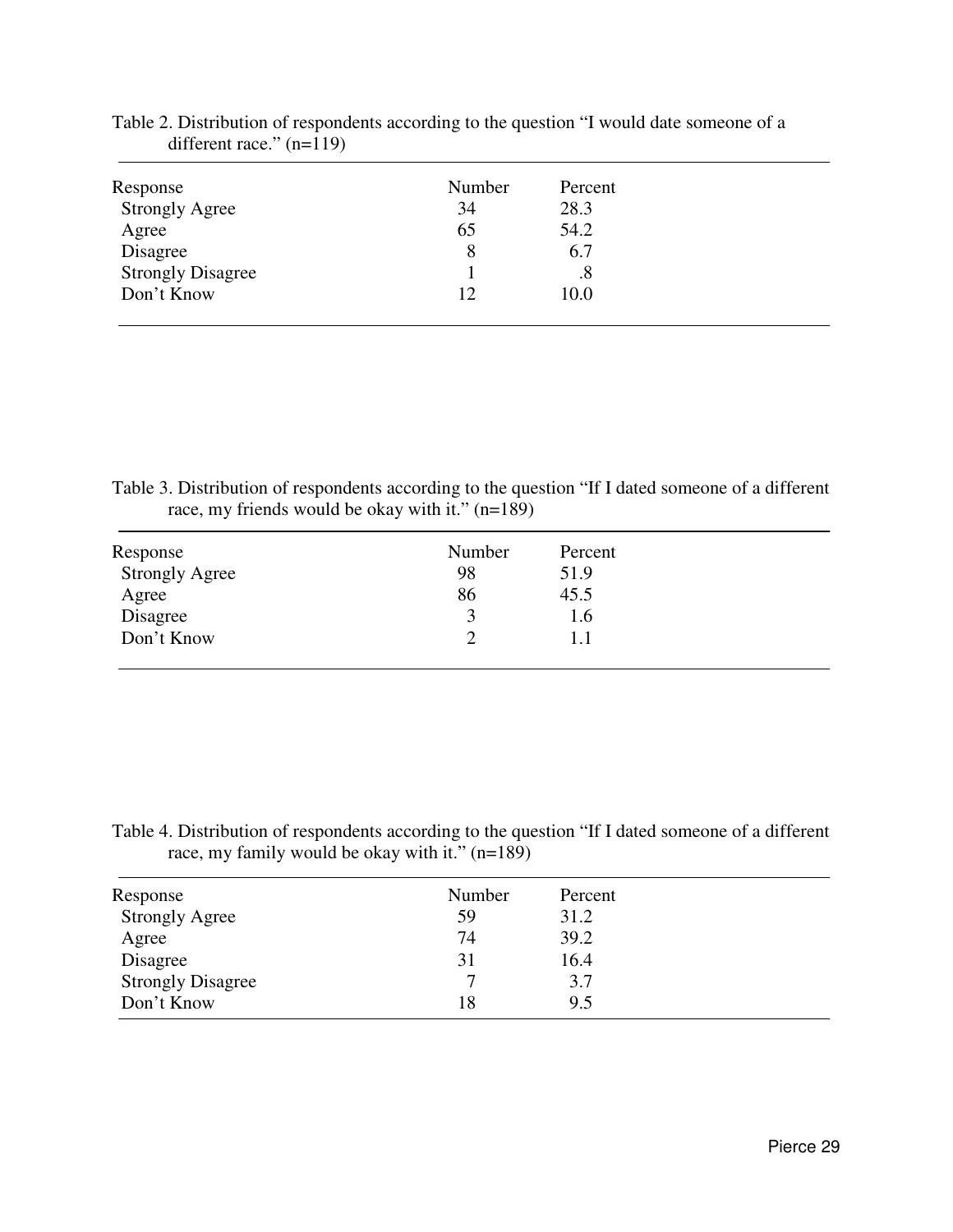Table 2. Distribution of respondents according to the question "I would date someone of a different race." (n=119)

| Response | Number | Percent |
| --- | --- | --- |
| Strongly Agree | 34 | 28.3 |
| Agree | 65 | 54.2 |
| Disagree | 8 | 6.7 |
| Strongly Disagree | 1 | .8 |
| Don't Know | 12 | 10.0 |

Table 3. Distribution of respondents according to the question "If I dated someone of a different race, my friends would be okay with it." (n=189)

| Response | Number | Percent |
| --- | --- | --- |
| Strongly Agree | 98 | 51.9 |
| Agree | 86 | 45.5 |
| Disagree | 3 | 1.6 |
| Don't Know | 2 | 1.1 |

Table 4. Distribution of respondents according to the question "If I dated someone of a different race, my family would be okay with it." (n=189)

| Response | Number | Percent |
| --- | --- | --- |
| Strongly Agree | 59 | 31.2 |
| Agree | 74 | 39.2 |
| Disagree | 31 | 16.4 |
| Strongly Disagree | 7 | 3.7 |
| Don't Know | 18 | 9.5 |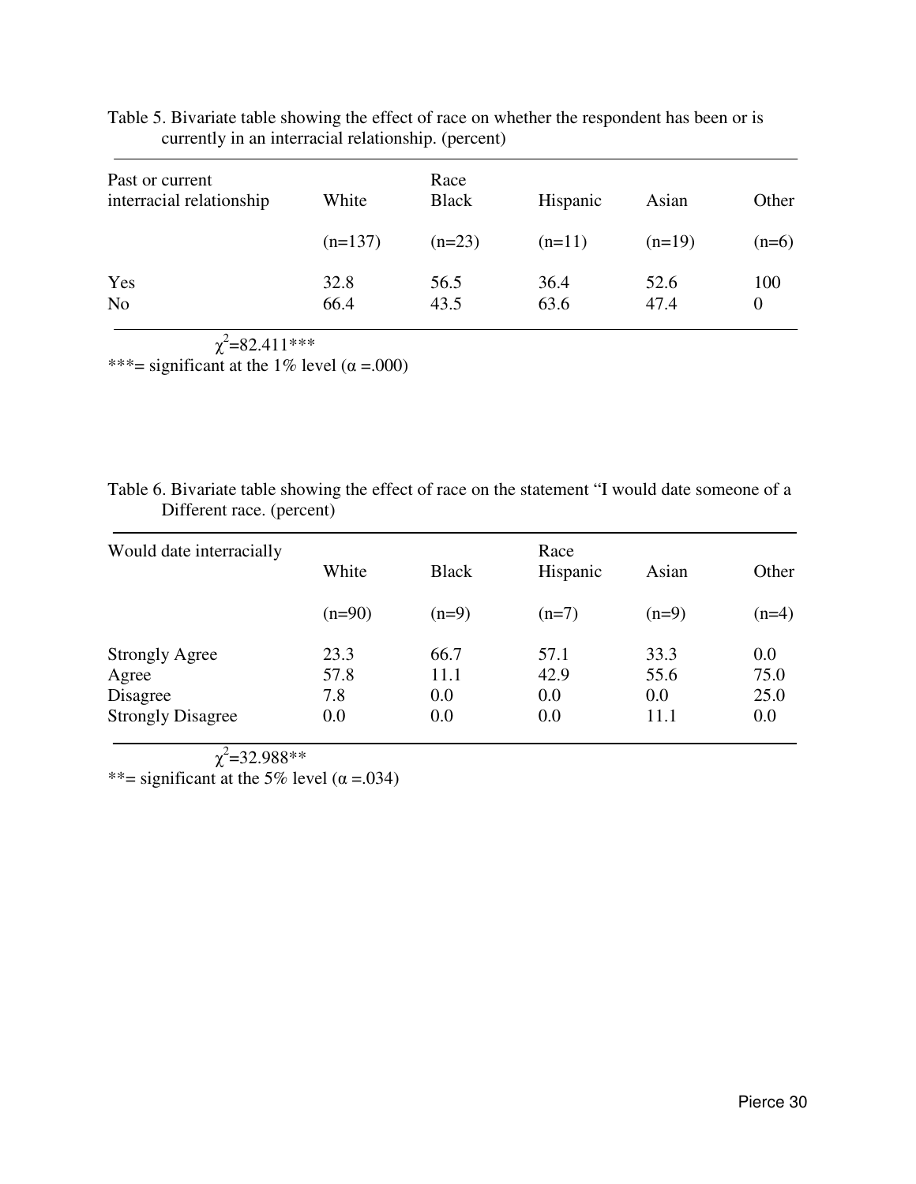Table 5. Bivariate table showing the effect of race on whether the respondent has been or is currently in an interracial relationship. (percent)

| Past or current interracial relationship | Race | | | | |
|---|---|---|---|---|---|
| | White | Black | Hispanic | Asian | Other |
| | (n=137) | (n=23) | (n=11) | (n=19) | (n=6) |
| Yes | 32.8 | 56.5 | 36.4 | 52.6 | 100 |
| No | 66.4 | 43.5 | 63.6 | 47.4 | 0 |

$\chi^2$=82.411***

***= significant at the 1% level (α =.000)

Table 6. Bivariate table showing the effect of race on the statement "I would date someone of a Different race. (percent)

| Would date interracially | Race | | | | |
|---|---|---|---|---|---|
| | White | Black | Hispanic | Asian | Other |
| | (n=90) | (n=9) | (n=7) | (n=9) | (n=4) |
| Strongly Agree | 23.3 | 66.7 | 57.1 | 33.3 | 0.0 |
| Agree | 57.8 | 11.1 | 42.9 | 55.6 | 75.0 |
| Disagree | 7.8 | 0.0 | 0.0 | 0.0 | 25.0 |
| Strongly Disagree | 0.0 | 0.0 | 0.0 | 11.1 | 0.0 |

$\chi^2$=32.988**

**= significant at the 5% level (α =.034)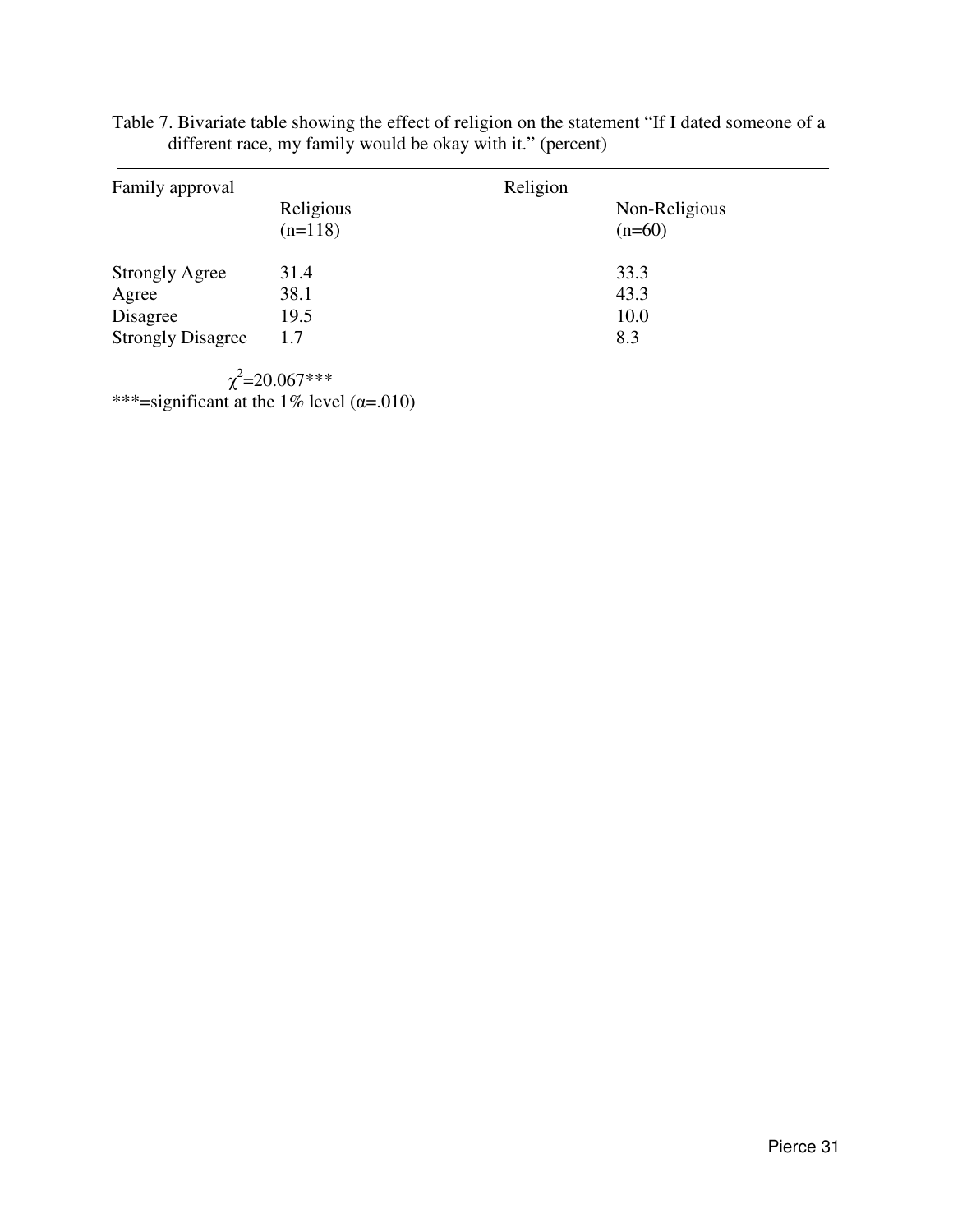Table 7. Bivariate table showing the effect of religion on the statement "If I dated someone of a different race, my family would be okay with it." (percent)

| Family approval | Religion | |
|---|---|---|
| | Religious (n=118) | Non-Religious (n=60) |
| Strongly Agree | 31.4 | 33.3 |
| Agree | 38.1 | 43.3 |
| Disagree | 19.5 | 10.0 |
| Strongly Disagree | 1.7 | 8.3 |

$\chi^2$=20.067***

***=significant at the 1% level (α=.010)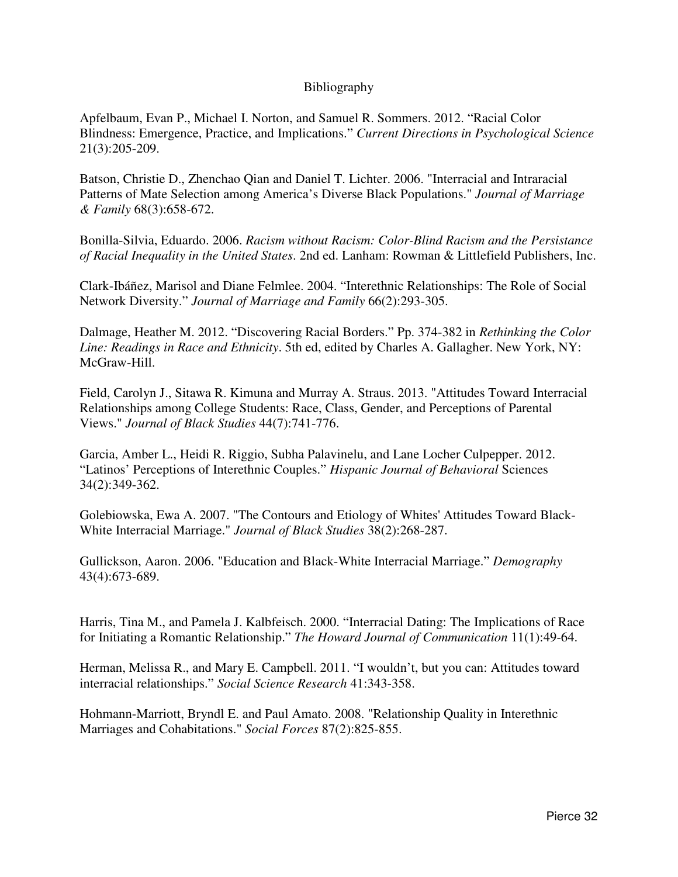# Bibliography

Apfelbaum, Evan P., Michael I. Norton, and Samuel R. Sommers. 2012. "Racial Color Blindness: Emergence, Practice, and Implications." *Current Directions in Psychological Science* 21(3):205-209.

Batson, Christie D., Zhenchao Qian and Daniel T. Lichter. 2006. "Interracial and Intraracial Patterns of Mate Selection among America's Diverse Black Populations." *Journal of Marriage & Family* 68(3):658-672.

Bonilla-Silvia, Eduardo. 2006. *Racism without Racism: Color-Blind Racism and the Persistance of Racial Inequality in the United States*. 2nd ed. Lanham: Rowman & Littlefield Publishers, Inc.

Clark-Ibáñez, Marisol and Diane Felmlee. 2004. "Interethnic Relationships: The Role of Social Network Diversity." *Journal of Marriage and Family* 66(2):293-305.

Dalmage, Heather M. 2012. "Discovering Racial Borders." Pp. 374-382 in *Rethinking the Color Line: Readings in Race and Ethnicity*. 5th ed, edited by Charles A. Gallagher. New York, NY: McGraw-Hill.

Field, Carolyn J., Sitawa R. Kimuna and Murray A. Straus. 2013. "Attitudes Toward Interracial Relationships among College Students: Race, Class, Gender, and Perceptions of Parental Views." *Journal of Black Studies* 44(7):741-776.

Garcia, Amber L., Heidi R. Riggio, Subha Palavinelu, and Lane Locher Culpepper. 2012. "Latinos' Perceptions of Interethnic Couples." *Hispanic Journal of Behavioral* Sciences 34(2):349-362.

Golebiowska, Ewa A. 2007. "The Contours and Etiology of Whites' Attitudes Toward Black-White Interracial Marriage." *Journal of Black Studies* 38(2):268-287.

Gullickson, Aaron. 2006. "Education and Black-White Interracial Marriage." *Demography* 43(4):673-689.

Harris, Tina M., and Pamela J. Kalbfeisch. 2000. "Interracial Dating: The Implications of Race for Initiating a Romantic Relationship." *The Howard Journal of Communication* 11(1):49-64.

Herman, Melissa R., and Mary E. Campbell. 2011. "I wouldn't, but you can: Attitudes toward interracial relationships." *Social Science Research* 41:343-358.

Hohmann-Marriott, Bryndl E. and Paul Amato. 2008. "Relationship Quality in Interethnic Marriages and Cohabitations." *Social Forces* 87(2):825-855.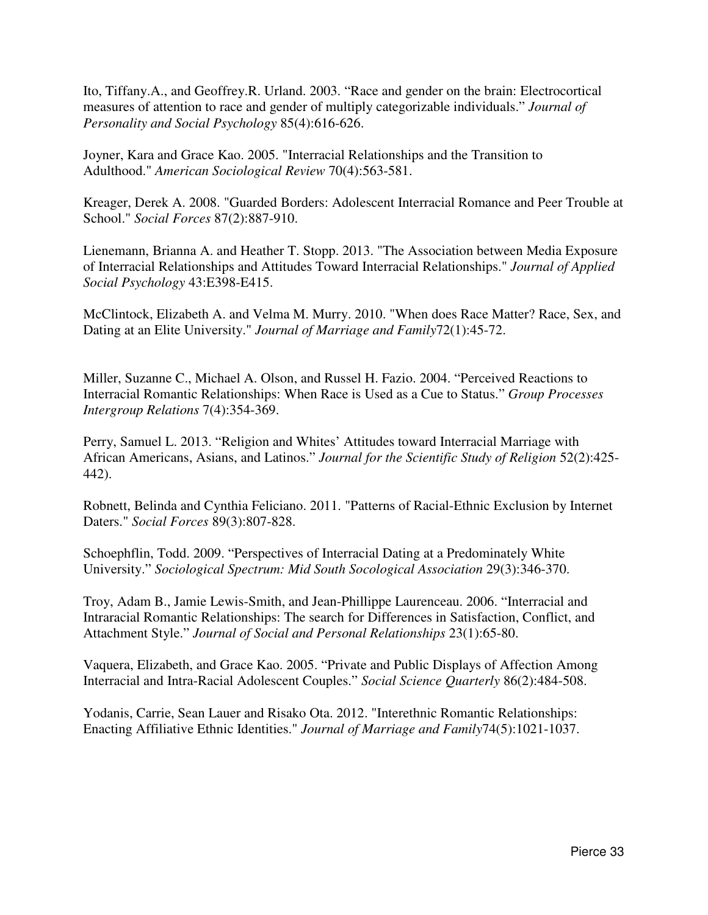Ito, Tiffany.A., and Geoffrey.R. Urland. 2003. "Race and gender on the brain: Electrocortical measures of attention to race and gender of multiply categorizable individuals." *Journal of Personality and Social Psychology* 85(4):616-626.

Joyner, Kara and Grace Kao. 2005. "Interracial Relationships and the Transition to Adulthood." *American Sociological Review* 70(4):563-581.

Kreager, Derek A. 2008. "Guarded Borders: Adolescent Interracial Romance and Peer Trouble at School." *Social Forces* 87(2):887-910.

Lienemann, Brianna A. and Heather T. Stopp. 2013. "The Association between Media Exposure of Interracial Relationships and Attitudes Toward Interracial Relationships." *Journal of Applied Social Psychology* 43:E398-E415.

McClintock, Elizabeth A. and Velma M. Murry. 2010. "When does Race Matter? Race, Sex, and Dating at an Elite University." *Journal of Marriage and Family*72(1):45-72.

Miller, Suzanne C., Michael A. Olson, and Russel H. Fazio. 2004. "Perceived Reactions to Interracial Romantic Relationships: When Race is Used as a Cue to Status." *Group Processes Intergroup Relations* 7(4):354-369.

Perry, Samuel L. 2013. "Religion and Whites' Attitudes toward Interracial Marriage with African Americans, Asians, and Latinos." *Journal for the Scientific Study of Religion* 52(2):425-442).

Robnett, Belinda and Cynthia Feliciano. 2011. "Patterns of Racial-Ethnic Exclusion by Internet Daters." *Social Forces* 89(3):807-828.

Schoephflin, Todd. 2009. "Perspectives of Interracial Dating at a Predominately White University." *Sociological Spectrum: Mid South Socological Association* 29(3):346-370.

Troy, Adam B., Jamie Lewis-Smith, and Jean-Phillippe Laurenceau. 2006. "Interracial and Intraracial Romantic Relationships: The search for Differences in Satisfaction, Conflict, and Attachment Style." *Journal of Social and Personal Relationships* 23(1):65-80.

Vaquera, Elizabeth, and Grace Kao. 2005. "Private and Public Displays of Affection Among Interracial and Intra-Racial Adolescent Couples." *Social Science Quarterly* 86(2):484-508.

Yodanis, Carrie, Sean Lauer and Risako Ota. 2012. "Interethnic Romantic Relationships: Enacting Affiliative Ethnic Identities." *Journal of Marriage and Family*74(5):1021-1037.